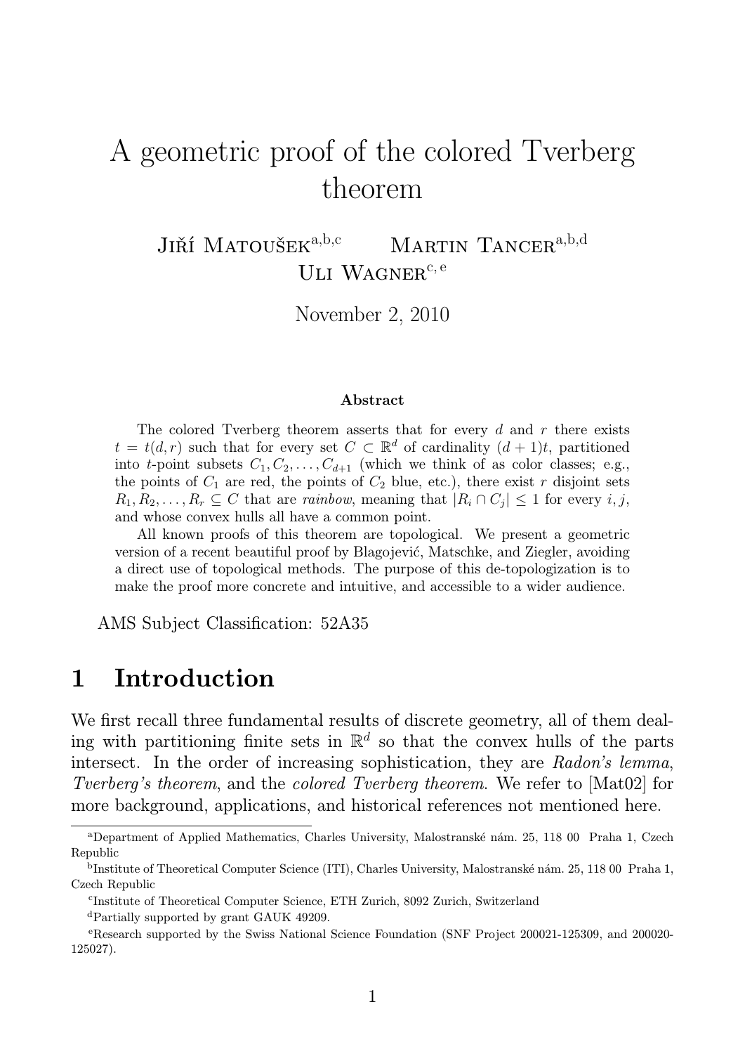# A geometric proof of the colored Tverberg theorem

Jiří Matoušek[a,b,c] Martin Tancer[a,b,d]
Uli Wagner[c,e]

November 2, 2010

### Abstract

The colored Tverberg theorem asserts that for every $d$ and $r$ there exists $t = t(d,r)$ such that for every set $C \subset \mathbb{R}^d$ of cardinality $(d+1)t$, partitioned into $t$-point subsets $C_1, C_2, \ldots, C_{d+1}$ (which we think of as color classes; e.g., the points of $C_1$ are red, the points of $C_2$ blue, etc.), there exist $r$ disjoint sets $R_1, R_2, \ldots, R_r \subseteq C$ that are *rainbow*, meaning that $|R_i \cap C_j| \leq 1$ for every $i, j$, and whose convex hulls all have a common point.

All known proofs of this theorem are topological. We present a geometric version of a recent beautiful proof by Blagojević, Matschke, and Ziegler, avoiding a direct use of topological methods. The purpose of this de-topologization is to make the proof more concrete and intuitive, and accessible to a wider audience.

AMS Subject Classification: 52A35

## 1 Introduction

We first recall three fundamental results of discrete geometry, all of them dealing with partitioning finite sets in $\mathbb{R}^d$ so that the convex hulls of the parts intersect. In the order of increasing sophistication, they are *Radon's lemma*, *Tverberg's theorem*, and the *colored Tverberg theorem*. We refer to [Mat02] for more background, applications, and historical references not mentioned here.

---

[a]Department of Applied Mathematics, Charles University, Malostranské nám. 25, 118 00 Praha 1, Czech Republic

[b]Institute of Theoretical Computer Science (ITI), Charles University, Malostranské nám. 25, 118 00 Praha 1, Czech Republic

[c]Institute of Theoretical Computer Science, ETH Zurich, 8092 Zurich, Switzerland

[d]Partially supported by grant GAUK 49209.

[e]Research supported by the Swiss National Science Foundation (SNF Project 200021-125309, and 200020-125027).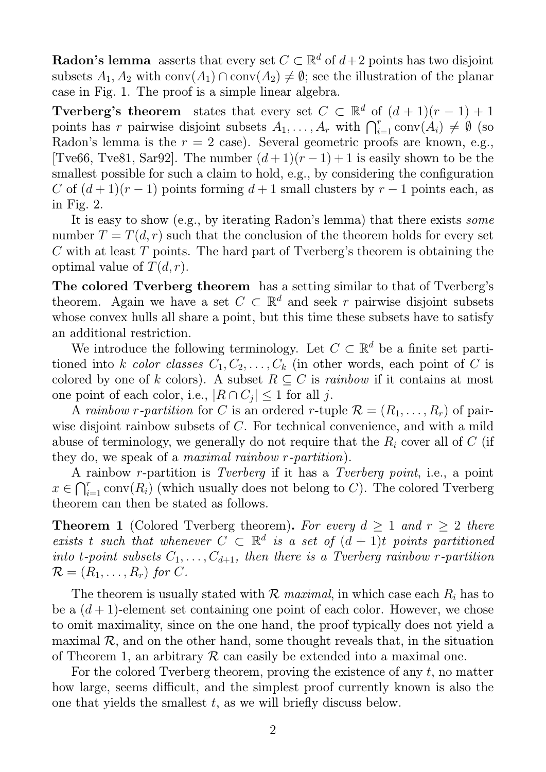**Radon's lemma** asserts that every set $C \subset \mathbb{R}^d$ of $d+2$ points has two disjoint subsets $A_1, A_2$ with $\mathrm{conv}(A_1) \cap \mathrm{conv}(A_2) \neq \emptyset$; see the illustration of the planar case in Fig. 1. The proof is a simple linear algebra.

**Tverberg's theorem** states that every set $C \subset \mathbb{R}^d$ of $(d+1)(r-1)+1$ points has $r$ pairwise disjoint subsets $A_1, \ldots, A_r$ with $\bigcap_{i=1}^r \mathrm{conv}(A_i) \neq \emptyset$ (so Radon's lemma is the $r=2$ case). Several geometric proofs are known, e.g., [Tve66, Tve81, Sar92]. The number $(d+1)(r-1)+1$ is easily shown to be the smallest possible for such a claim to hold, e.g., by considering the configuration $C$ of $(d+1)(r-1)$ points forming $d+1$ small clusters by $r-1$ points each, as in Fig. 2.

It is easy to show (e.g., by iterating Radon's lemma) that there exists *some* number $T = T(d,r)$ such that the conclusion of the theorem holds for every set $C$ with at least $T$ points. The hard part of Tverberg's theorem is obtaining the optimal value of $T(d,r)$.

**The colored Tverberg theorem** has a setting similar to that of Tverberg's theorem. Again we have a set $C \subset \mathbb{R}^d$ and seek $r$ pairwise disjoint subsets whose convex hulls all share a point, but this time these subsets have to satisfy an additional restriction.

We introduce the following terminology. Let $C \subset \mathbb{R}^d$ be a finite set partitioned into $k$ *color classes* $C_1, C_2, \ldots, C_k$ (in other words, each point of $C$ is colored by one of $k$ colors). A subset $R \subseteq C$ is *rainbow* if it contains at most one point of each color, i.e., $|R \cap C_j| \leq 1$ for all $j$.

A *rainbow $r$-partition* for $C$ is an ordered $r$-tuple $\mathcal{R} = (R_1, \ldots, R_r)$ of pairwise disjoint rainbow subsets of $C$. For technical convenience, and with a mild abuse of terminology, we generally do not require that the $R_i$ cover all of $C$ (if they do, we speak of a *maximal rainbow $r$-partition*).

A rainbow $r$-partition is *Tverberg* if it has a *Tverberg point*, i.e., a point $x \in \bigcap_{i=1}^r \mathrm{conv}(R_i)$ (which usually does not belong to $C$). The colored Tverberg theorem can then be stated as follows.

**Theorem 1** (Colored Tverberg theorem)**.** *For every $d \geq 1$ and $r \geq 2$ there exists $t$ such that whenever $C \subset \mathbb{R}^d$ is a set of $(d+1)t$ points partitioned into $t$-point subsets $C_1, \ldots, C_{d+1}$, then there is a Tverberg rainbow $r$-partition $\mathcal{R} = (R_1, \ldots, R_r)$ for $C$.*

The theorem is usually stated with $\mathcal{R}$ *maximal*, in which case each $R_i$ has to be a $(d+1)$-element set containing one point of each color. However, we chose to omit maximality, since on the one hand, the proof typically does not yield a maximal $\mathcal{R}$, and on the other hand, some thought reveals that, in the situation of Theorem 1, an arbitrary $\mathcal{R}$ can easily be extended into a maximal one.

For the colored Tverberg theorem, proving the existence of any $t$, no matter how large, seems difficult, and the simplest proof currently known is also the one that yields the smallest $t$, as we will briefly discuss below.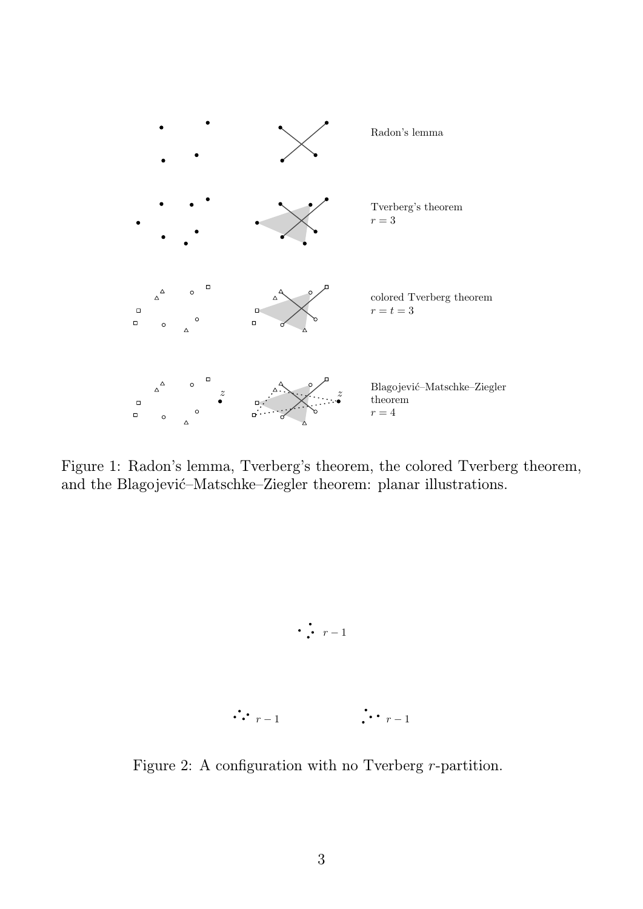Radon's lemma

Tverberg's theorem
$r = 3$

colored Tverberg theorem
$r = t = 3$

Blagojević–Matschke–Ziegler theorem
$r = 4$

Figure 1: Radon's lemma, Tverberg's theorem, the colored Tverberg theorem, and the Blagojević–Matschke–Ziegler theorem: planar illustrations.

$r - 1$

$r - 1$ $r - 1$

Figure 2: A configuration with no Tverberg $r$-partition.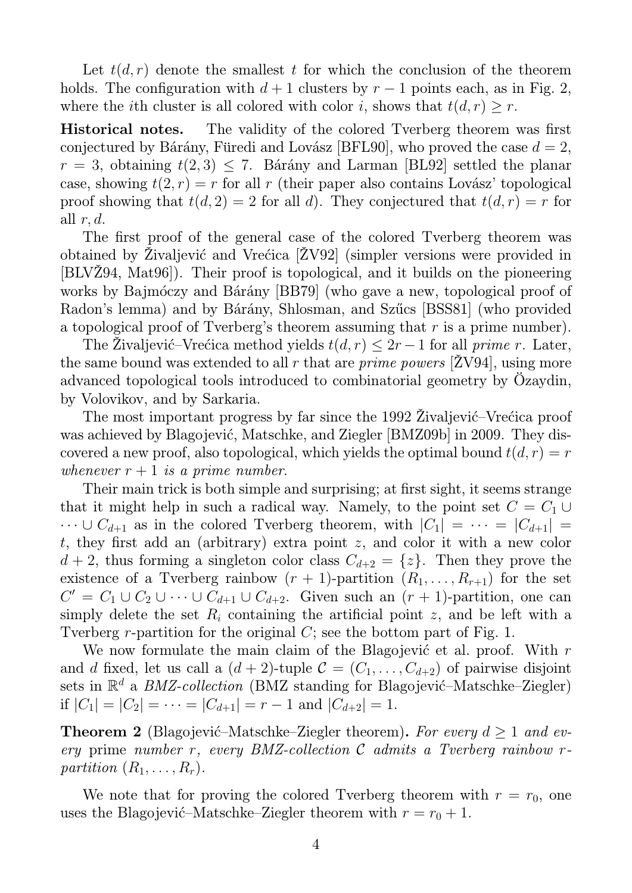Let $t(d,r)$ denote the smallest $t$ for which the conclusion of the theorem holds. The configuration with $d+1$ clusters by $r-1$ points each, as in Fig. 2, where the $i$th cluster is all colored with color $i$, shows that $t(d,r) \geq r$.

**Historical notes.** The validity of the colored Tverberg theorem was first conjectured by Bárány, Füredi and Lovász [BFL90], who proved the case $d=2$, $r=3$, obtaining $t(2,3) \leq 7$. Bárány and Larman [BL92] settled the planar case, showing $t(2,r) = r$ for all $r$ (their paper also contains Lovász' topological proof showing that $t(d,2) = 2$ for all $d$). They conjectured that $t(d,r) = r$ for all $r, d$.

The first proof of the general case of the colored Tverberg theorem was obtained by Živaljević and Vrećica [ŽV92] (simpler versions were provided in [BLVŽ94, Mat96]). Their proof is topological, and it builds on the pioneering works by Bajmóczy and Bárány [BB79] (who gave a new, topological proof of Radon's lemma) and by Bárány, Shlosman, and Szűcs [BSS81] (who provided a topological proof of Tverberg's theorem assuming that $r$ is a prime number).

The Živaljević–Vrećica method yields $t(d,r) \leq 2r-1$ for all *prime* $r$. Later, the same bound was extended to all $r$ that are *prime powers* [ŽV94], using more advanced topological tools introduced to combinatorial geometry by Özaydin, by Volovikov, and by Sarkaria.

The most important progress by far since the 1992 Živaljević–Vrećica proof was achieved by Blagojević, Matschke, and Ziegler [BMZ09b] in 2009. They discovered a new proof, also topological, which yields the optimal bound $t(d,r) = r$ *whenever* $r+1$ *is a prime number*.

Their main trick is both simple and surprising; at first sight, it seems strange that it might help in such a radical way. Namely, to the point set $C = C_1 \cup \cdots \cup C_{d+1}$ as in the colored Tverberg theorem, with $|C_1| = \cdots = |C_{d+1}| = t$, they first add an (arbitrary) extra point $z$, and color it with a new color $d+2$, thus forming a singleton color class $C_{d+2} = \{z\}$. Then they prove the existence of a Tverberg rainbow $(r+1)$-partition $(R_1, \ldots, R_{r+1})$ for the set $C' = C_1 \cup C_2 \cup \cdots \cup C_{d+1} \cup C_{d+2}$. Given such an $(r+1)$-partition, one can simply delete the set $R_i$ containing the artificial point $z$, and be left with a Tverberg $r$-partition for the original $C$; see the bottom part of Fig. 1.

We now formulate the main claim of the Blagojević et al. proof. With $r$ and $d$ fixed, let us call a $(d+2)$-tuple $\mathcal{C} = (C_1, \ldots, C_{d+2})$ of pairwise disjoint sets in $\mathbb{R}^d$ a *BMZ-collection* (BMZ standing for Blagojević–Matschke–Ziegler) if $|C_1| = |C_2| = \cdots = |C_{d+1}| = r-1$ and $|C_{d+2}| = 1$.

**Theorem 2** (Blagojević–Matschke–Ziegler theorem)**.** *For every $d \geq 1$ and every* prime *number $r$, every BMZ-collection $\mathcal{C}$ admits a Tverberg rainbow $r$-partition $(R_1, \ldots, R_r)$.*

We note that for proving the colored Tverberg theorem with $r = r_0$, one uses the Blagojević–Matschke–Ziegler theorem with $r = r_0 + 1$.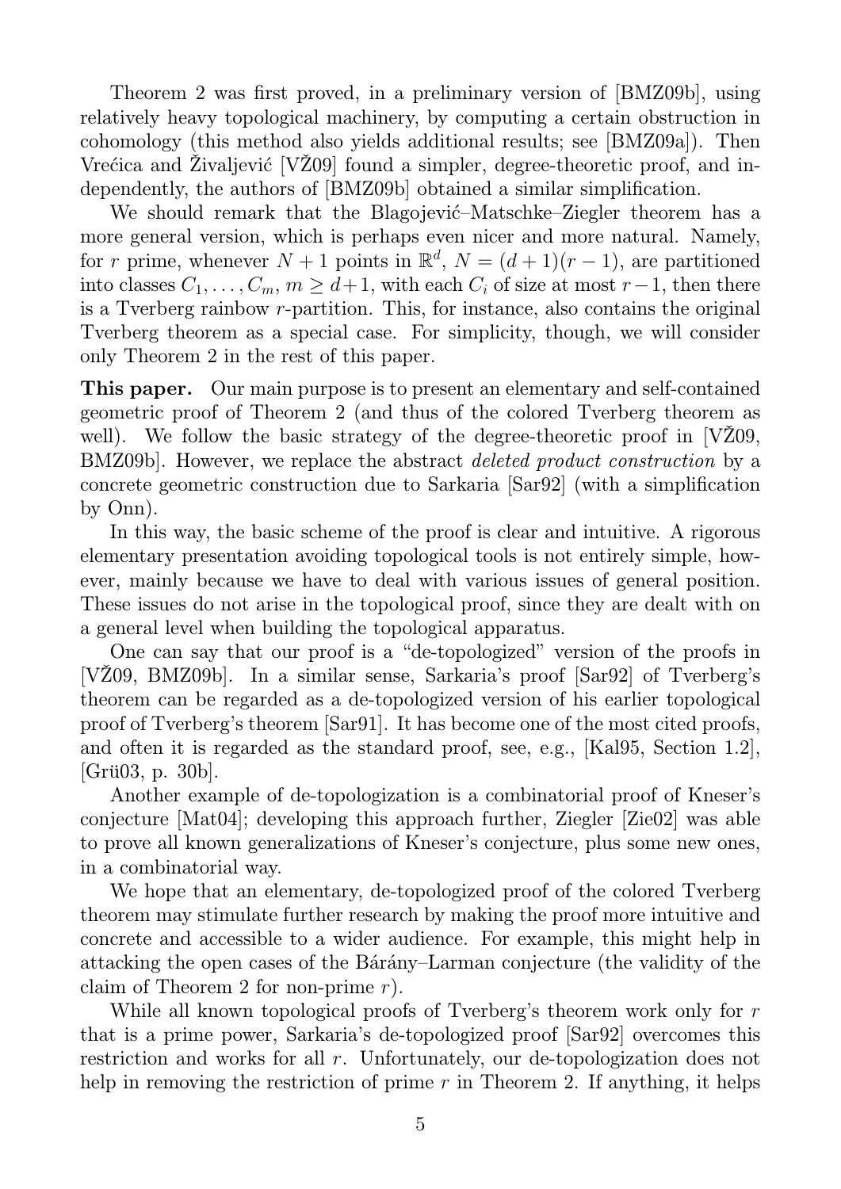Theorem 2 was first proved, in a preliminary version of [BMZ09b], using relatively heavy topological machinery, by computing a certain obstruction in cohomology (this method also yields additional results; see [BMZ09a]). Then Vrećica and Živaljević [VŽ09] found a simpler, degree-theoretic proof, and independently, the authors of [BMZ09b] obtained a similar simplification.

We should remark that the Blagojević–Matschke–Ziegler theorem has a more general version, which is perhaps even nicer and more natural. Namely, for $r$ prime, whenever $N+1$ points in $\mathbb{R}^d$, $N=(d+1)(r-1)$, are partitioned into classes $C_1,\dots,C_m$, $m \geq d+1$, with each $C_i$ of size at most $r-1$, then there is a Tverberg rainbow $r$-partition. This, for instance, also contains the original Tverberg theorem as a special case. For simplicity, though, we will consider only Theorem 2 in the rest of this paper.

**This paper.** Our main purpose is to present an elementary and self-contained geometric proof of Theorem 2 (and thus of the colored Tverberg theorem as well). We follow the basic strategy of the degree-theoretic proof in [VŽ09, BMZ09b]. However, we replace the abstract *deleted product construction* by a concrete geometric construction due to Sarkaria [Sar92] (with a simplification by Onn).

In this way, the basic scheme of the proof is clear and intuitive. A rigorous elementary presentation avoiding topological tools is not entirely simple, however, mainly because we have to deal with various issues of general position. These issues do not arise in the topological proof, since they are dealt with on a general level when building the topological apparatus.

One can say that our proof is a "de-topologized" version of the proofs in [VŽ09, BMZ09b]. In a similar sense, Sarkaria's proof [Sar92] of Tverberg's theorem can be regarded as a de-topologized version of his earlier topological proof of Tverberg's theorem [Sar91]. It has become one of the most cited proofs, and often it is regarded as the standard proof, see, e.g., [Kal95, Section 1.2], [Grü03, p. 30b].

Another example of de-topologization is a combinatorial proof of Kneser's conjecture [Mat04]; developing this approach further, Ziegler [Zie02] was able to prove all known generalizations of Kneser's conjecture, plus some new ones, in a combinatorial way.

We hope that an elementary, de-topologized proof of the colored Tverberg theorem may stimulate further research by making the proof more intuitive and concrete and accessible to a wider audience. For example, this might help in attacking the open cases of the Bárány–Larman conjecture (the validity of the claim of Theorem 2 for non-prime $r$).

While all known topological proofs of Tverberg's theorem work only for $r$ that is a prime power, Sarkaria's de-topologized proof [Sar92] overcomes this restriction and works for all $r$. Unfortunately, our de-topologization does not help in removing the restriction of prime $r$ in Theorem 2. If anything, it helps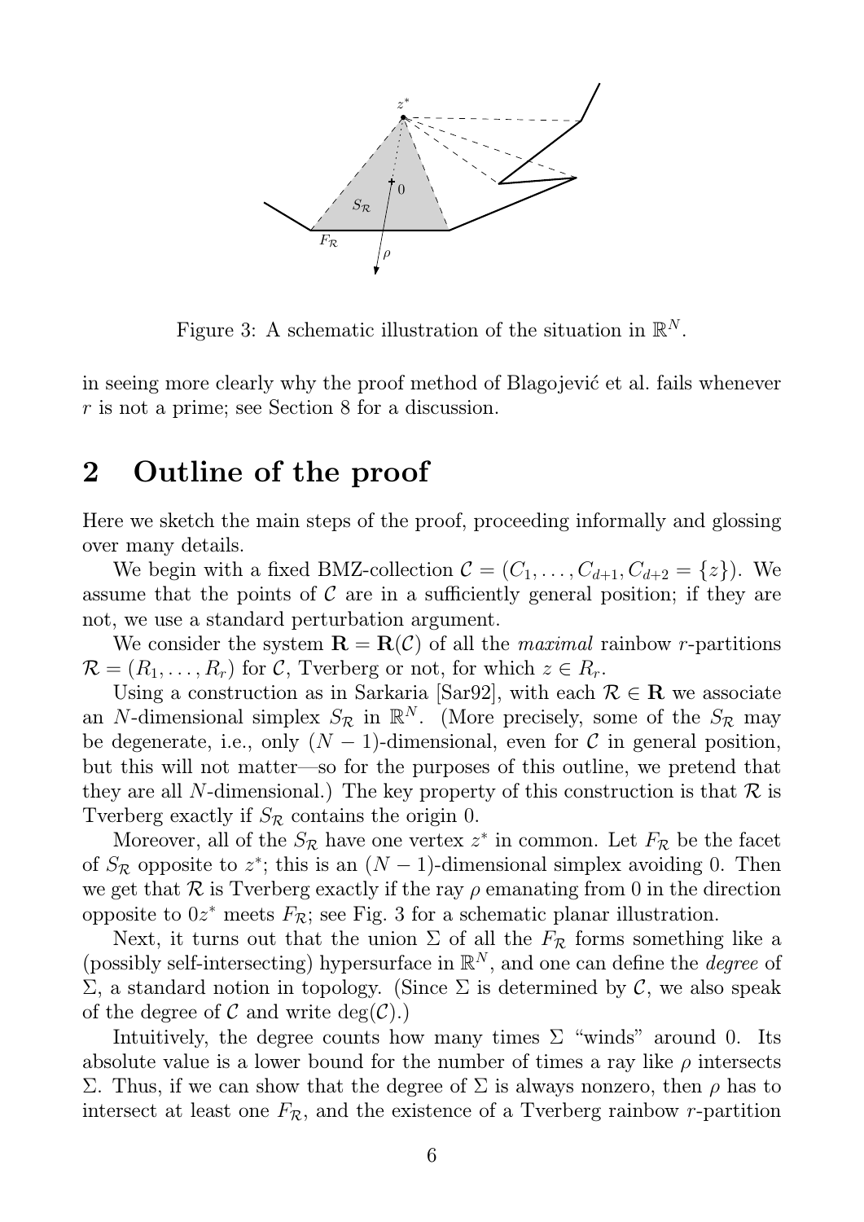Figure 3: A schematic illustration of the situation in $\mathbb{R}^N$.

in seeing more clearly why the proof method of Blagojević et al. fails whenever $r$ is not a prime; see Section 8 for a discussion.

## 2 Outline of the proof

Here we sketch the main steps of the proof, proceeding informally and glossing over many details.

We begin with a fixed BMZ-collection $\mathcal{C} = (C_1, \ldots, C_{d+1}, C_{d+2} = \{z\})$. We assume that the points of $\mathcal{C}$ are in a sufficiently general position; if they are not, we use a standard perturbation argument.

We consider the system $\mathbf{R} = \mathbf{R}(\mathcal{C})$ of all the *maximal* rainbow $r$-partitions $\mathcal{R} = (R_1, \ldots, R_r)$ for $\mathcal{C}$, Tverberg or not, for which $z \in R_r$.

Using a construction as in Sarkaria [Sar92], with each $\mathcal{R} \in \mathbf{R}$ we associate an $N$-dimensional simplex $S_{\mathcal{R}}$ in $\mathbb{R}^N$. (More precisely, some of the $S_{\mathcal{R}}$ may be degenerate, i.e., only $(N-1)$-dimensional, even for $\mathcal{C}$ in general position, but this will not matter—so for the purposes of this outline, we pretend that they are all $N$-dimensional.) The key property of this construction is that $\mathcal{R}$ is Tverberg exactly if $S_{\mathcal{R}}$ contains the origin 0.

Moreover, all of the $S_{\mathcal{R}}$ have one vertex $z^*$ in common. Let $F_{\mathcal{R}}$ be the facet of $S_{\mathcal{R}}$ opposite to $z^*$; this is an $(N-1)$-dimensional simplex avoiding 0. Then we get that $\mathcal{R}$ is Tverberg exactly if the ray $\rho$ emanating from 0 in the direction opposite to $0z^*$ meets $F_{\mathcal{R}}$; see Fig. 3 for a schematic planar illustration.

Next, it turns out that the union $\Sigma$ of all the $F_{\mathcal{R}}$ forms something like a (possibly self-intersecting) hypersurface in $\mathbb{R}^N$, and one can define the *degree* of $\Sigma$, a standard notion in topology. (Since $\Sigma$ is determined by $\mathcal{C}$, we also speak of the degree of $\mathcal{C}$ and write $\deg(\mathcal{C})$.)

Intuitively, the degree counts how many times $\Sigma$ "winds" around 0. Its absolute value is a lower bound for the number of times a ray like $\rho$ intersects $\Sigma$. Thus, if we can show that the degree of $\Sigma$ is always nonzero, then $\rho$ has to intersect at least one $F_{\mathcal{R}}$, and the existence of a Tverberg rainbow $r$-partition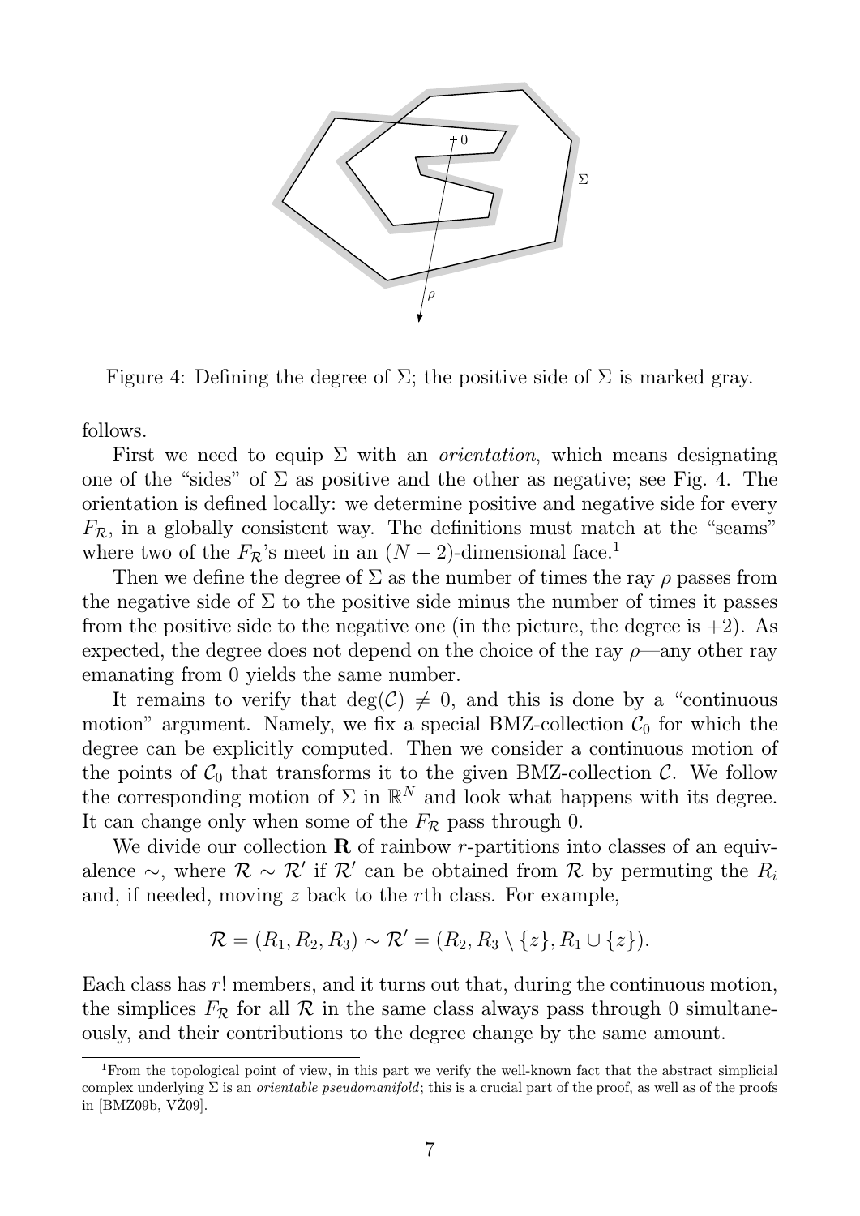Figure 4: Defining the degree of $\Sigma$; the positive side of $\Sigma$ is marked gray.

follows.

First we need to equip $\Sigma$ with an *orientation*, which means designating one of the "sides" of $\Sigma$ as positive and the other as negative; see Fig. 4. The orientation is defined locally: we determine positive and negative side for every $F_{\mathcal{R}}$, in a globally consistent way. The definitions must match at the "seams" where two of the $F_{\mathcal{R}}$'s meet in an $(N-2)$-dimensional face.[1]

Then we define the degree of $\Sigma$ as the number of times the ray $\rho$ passes from the negative side of $\Sigma$ to the positive side minus the number of times it passes from the positive side to the negative one (in the picture, the degree is $+2$). As expected, the degree does not depend on the choice of the ray $\rho$—any other ray emanating from 0 yields the same number.

It remains to verify that $\deg(\mathcal{C}) \neq 0$, and this is done by a "continuous motion" argument. Namely, we fix a special BMZ-collection $\mathcal{C}_0$ for which the degree can be explicitly computed. Then we consider a continuous motion of the points of $\mathcal{C}_0$ that transforms it to the given BMZ-collection $\mathcal{C}$. We follow the corresponding motion of $\Sigma$ in $\mathbb{R}^N$ and look what happens with its degree. It can change only when some of the $F_{\mathcal{R}}$ pass through 0.

We divide our collection $\mathbf{R}$ of rainbow $r$-partitions into classes of an equivalence $\sim$, where $\mathcal{R} \sim \mathcal{R}'$ if $\mathcal{R}'$ can be obtained from $\mathcal{R}$ by permuting the $R_i$ and, if needed, moving $z$ back to the $r$th class. For example,

$$\mathcal{R} = (R_1, R_2, R_3) \sim \mathcal{R}' = (R_2, R_3 \setminus \{z\}, R_1 \cup \{z\}).$$

Each class has $r!$ members, and it turns out that, during the continuous motion, the simplices $F_{\mathcal{R}}$ for all $\mathcal{R}$ in the same class always pass through 0 simultaneously, and their contributions to the degree change by the same amount.

---

[1] From the topological point of view, in this part we verify the well-known fact that the abstract simplicial complex underlying $\Sigma$ is an *orientable pseudomanifold*; this is a crucial part of the proof, as well as of the proofs in [BMZ09b, VŽ09].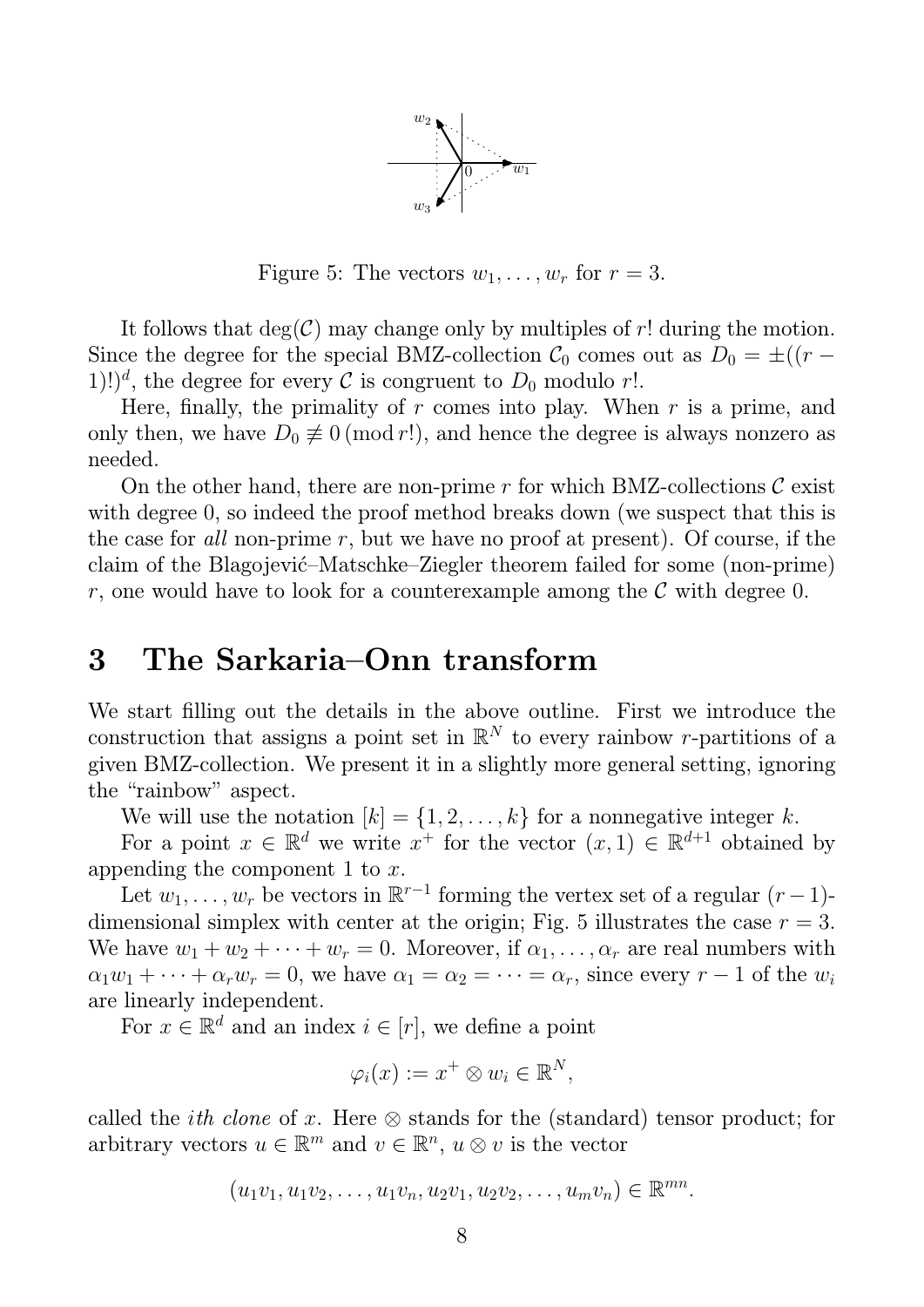Figure 5: The vectors $w_1, \dots, w_r$ for $r = 3$.

It follows that $\deg(\mathcal{C})$ may change only by multiples of $r!$ during the motion. Since the degree for the special BMZ-collection $\mathcal{C}_0$ comes out as $D_0 = \pm((r-1)!)^d$, the degree for every $\mathcal{C}$ is congruent to $D_0$ modulo $r!$.

Here, finally, the primality of $r$ comes into play. When $r$ is a prime, and only then, we have $D_0 \not\equiv 0 \pmod{r!}$, and hence the degree is always nonzero as needed.

On the other hand, there are non-prime $r$ for which BMZ-collections $\mathcal{C}$ exist with degree 0, so indeed the proof method breaks down (we suspect that this is the case for *all* non-prime $r$, but we have no proof at present). Of course, if the claim of the Blagojević–Matschke–Ziegler theorem failed for some (non-prime) $r$, one would have to look for a counterexample among the $\mathcal{C}$ with degree 0.

# 3 The Sarkaria–Onn transform

We start filling out the details in the above outline. First we introduce the construction that assigns a point set in $\mathbb{R}^N$ to every rainbow $r$-partitions of a given BMZ-collection. We present it in a slightly more general setting, ignoring the "rainbow" aspect.

We will use the notation $[k] = \{1, 2, \dots, k\}$ for a nonnegative integer $k$.

For a point $x \in \mathbb{R}^d$ we write $x^+$ for the vector $(x, 1) \in \mathbb{R}^{d+1}$ obtained by appending the component 1 to $x$.

Let $w_1, \dots, w_r$ be vectors in $\mathbb{R}^{r-1}$ forming the vertex set of a regular $(r-1)$-dimensional simplex with center at the origin; Fig. 5 illustrates the case $r = 3$. We have $w_1 + w_2 + \cdots + w_r = 0$. Moreover, if $\alpha_1, \dots, \alpha_r$ are real numbers with $\alpha_1 w_1 + \cdots + \alpha_r w_r = 0$, we have $\alpha_1 = \alpha_2 = \cdots = \alpha_r$, since every $r-1$ of the $w_i$ are linearly independent.

For $x \in \mathbb{R}^d$ and an index $i \in [r]$, we define a point

$$\varphi_i(x) := x^+ \otimes w_i \in \mathbb{R}^N,$$

called the *ith clone* of $x$. Here $\otimes$ stands for the (standard) tensor product; for arbitrary vectors $u \in \mathbb{R}^m$ and $v \in \mathbb{R}^n$, $u \otimes v$ is the vector

$$(u_1 v_1, u_1 v_2, \dots, u_1 v_n, u_2 v_1, u_2 v_2, \dots, u_m v_n) \in \mathbb{R}^{mn}.$$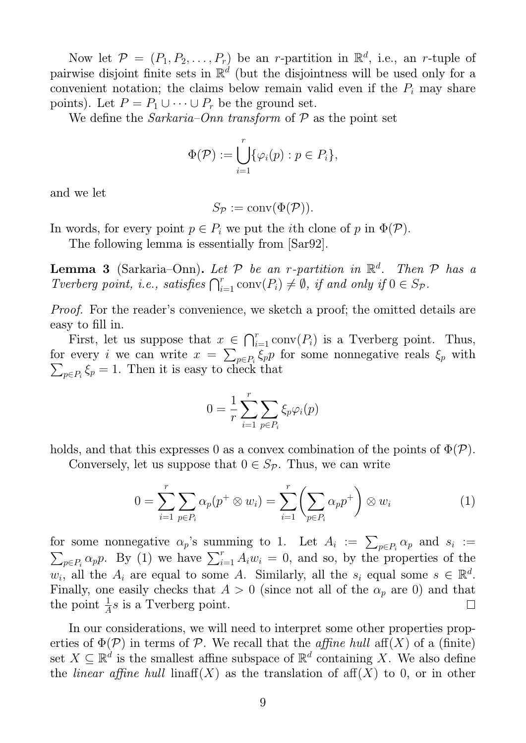Now let $\mathcal{P} = (P_1, P_2, \dots, P_r)$ be an $r$-partition in $\mathbb{R}^d$, i.e., an $r$-tuple of pairwise disjoint finite sets in $\mathbb{R}^d$ (but the disjointness will be used only for a convenient notation; the claims below remain valid even if the $P_i$ may share points). Let $P = P_1 \cup \dots \cup P_r$ be the ground set.

We define the *Sarkaria–Onn transform* of $\mathcal{P}$ as the point set

$$\Phi(\mathcal{P}) := \bigcup_{i=1}^{r} \{\varphi_i(p) : p \in P_i\},$$

and we let

$$S_{\mathcal{P}} := \operatorname{conv}(\Phi(\mathcal{P})).$$

In words, for every point $p \in P_i$ we put the $i$th clone of $p$ in $\Phi(\mathcal{P})$.

The following lemma is essentially from [Sar92].

**Lemma 3** (Sarkaria–Onn)**.** *Let $\mathcal{P}$ be an $r$-partition in $\mathbb{R}^d$. Then $\mathcal{P}$ has a Tverberg point, i.e., satisfies $\bigcap_{i=1}^{r} \operatorname{conv}(P_i) \neq \emptyset$, if and only if $0 \in S_{\mathcal{P}}$.*

*Proof.* For the reader's convenience, we sketch a proof; the omitted details are easy to fill in.

First, let us suppose that $x \in \bigcap_{i=1}^{r} \operatorname{conv}(P_i)$ is a Tverberg point. Thus, for every $i$ we can write $x = \sum_{p \in P_i} \xi_p p$ for some nonnegative reals $\xi_p$ with $\sum_{p \in P_i} \xi_p = 1$. Then it is easy to check that

$$0 = \frac{1}{r} \sum_{i=1}^{r} \sum_{p \in P_i} \xi_p \varphi_i(p)$$

holds, and that this expresses 0 as a convex combination of the points of $\Phi(\mathcal{P})$.

Conversely, let us suppose that $0 \in S_{\mathcal{P}}$. Thus, we can write

$$0 = \sum_{i=1}^{r} \sum_{p \in P_i} \alpha_p (p^+ \otimes w_i) = \sum_{i=1}^{r} \left( \sum_{p \in P_i} \alpha_p p^+ \right) \otimes w_i \tag{1}$$

for some nonnegative $\alpha_p$'s summing to 1. Let $A_i := \sum_{p \in P_i} \alpha_p$ and $s_i := \sum_{p \in P_i} \alpha_p p$. By (1) we have $\sum_{i=1}^{r} A_i w_i = 0$, and so, by the properties of the $w_i$, all the $A_i$ are equal to some $A$. Similarly, all the $s_i$ equal some $s \in \mathbb{R}^d$. Finally, one easily checks that $A > 0$ (since not all of the $\alpha_p$ are 0) and that the point $\frac{1}{A} s$ is a Tverberg point. $\square$

In our considerations, we will need to interpret some other properties properties of $\Phi(\mathcal{P})$ in terms of $\mathcal{P}$. We recall that the *affine hull* $\operatorname{aff}(X)$ of a (finite) set $X \subseteq \mathbb{R}^d$ is the smallest affine subspace of $\mathbb{R}^d$ containing $X$. We also define the *linear affine hull* $\operatorname{linaff}(X)$ as the translation of $\operatorname{aff}(X)$ to 0, or in other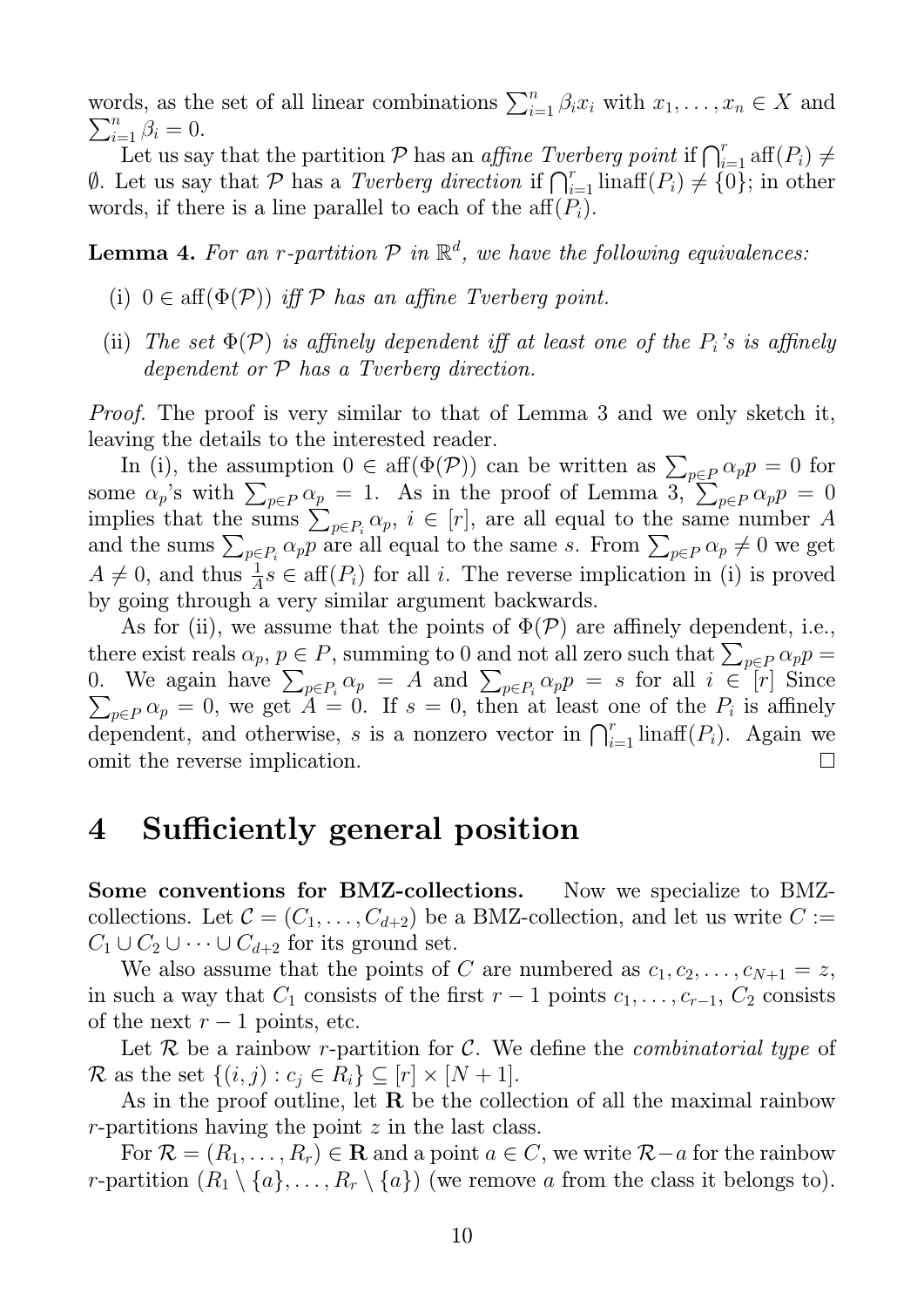words, as the set of all linear combinations $\sum_{i=1}^{n} \beta_i x_i$ with $x_1, \ldots, x_n \in X$ and $\sum_{i=1}^{n} \beta_i = 0$.

Let us say that the partition $\mathcal{P}$ has an *affine Tverberg point* if $\bigcap_{i=1}^{r} \mathrm{aff}(P_i) \neq \emptyset$. Let us say that $\mathcal{P}$ has a *Tverberg direction* if $\bigcap_{i=1}^{r} \mathrm{linaff}(P_i) \neq \{0\}$; in other words, if there is a line parallel to each of the $\mathrm{aff}(P_i)$.

**Lemma 4.** *For an $r$-partition $\mathcal{P}$ in $\mathbb{R}^d$, we have the following equivalences:*

(i) *$0 \in \mathrm{aff}(\Phi(\mathcal{P}))$ iff $\mathcal{P}$ has an affine Tverberg point.*

(ii) *The set $\Phi(\mathcal{P})$ is affinely dependent iff at least one of the $P_i$'s is affinely dependent or $\mathcal{P}$ has a Tverberg direction.*

*Proof.* The proof is very similar to that of Lemma 3 and we only sketch it, leaving the details to the interested reader.

In (i), the assumption $0 \in \mathrm{aff}(\Phi(\mathcal{P}))$ can be written as $\sum_{p \in P} \alpha_p p = 0$ for some $\alpha_p$'s with $\sum_{p \in P} \alpha_p = 1$. As in the proof of Lemma 3, $\sum_{p \in P} \alpha_p p = 0$ implies that the sums $\sum_{p \in P_i} \alpha_p$, $i \in [r]$, are all equal to the same number $A$ and the sums $\sum_{p \in P_i} \alpha_p p$ are all equal to the same $s$. From $\sum_{p \in P} \alpha_p \neq 0$ we get $A \neq 0$, and thus $\frac{1}{A} s \in \mathrm{aff}(P_i)$ for all $i$. The reverse implication in (i) is proved by going through a very similar argument backwards.

As for (ii), we assume that the points of $\Phi(\mathcal{P})$ are affinely dependent, i.e., there exist reals $\alpha_p$, $p \in P$, summing to 0 and not all zero such that $\sum_{p \in P} \alpha_p p = 0$. We again have $\sum_{p \in P_i} \alpha_p = A$ and $\sum_{p \in P_i} \alpha_p p = s$ for all $i \in [r]$ Since $\sum_{p \in P} \alpha_p = 0$, we get $A = 0$. If $s = 0$, then at least one of the $P_i$ is affinely dependent, and otherwise, $s$ is a nonzero vector in $\bigcap_{i=1}^{r} \mathrm{linaff}(P_i)$. Again we omit the reverse implication. $\square$

# 4 Sufficiently general position

**Some conventions for BMZ-collections.** Now we specialize to BMZ-collections. Let $\mathcal{C} = (C_1, \ldots, C_{d+2})$ be a BMZ-collection, and let us write $C := C_1 \cup C_2 \cup \cdots \cup C_{d+2}$ for its ground set.

We also assume that the points of $C$ are numbered as $c_1, c_2, \ldots, c_{N+1} = z$, in such a way that $C_1$ consists of the first $r-1$ points $c_1, \ldots, c_{r-1}$, $C_2$ consists of the next $r-1$ points, etc.

Let $\mathcal{R}$ be a rainbow $r$-partition for $\mathcal{C}$. We define the *combinatorial type* of $\mathcal{R}$ as the set $\{(i,j) : c_j \in R_i\} \subseteq [r] \times [N+1]$.

As in the proof outline, let $\mathbf{R}$ be the collection of all the maximal rainbow $r$-partitions having the point $z$ in the last class.

For $\mathcal{R} = (R_1, \ldots, R_r) \in \mathbf{R}$ and a point $a \in C$, we write $\mathcal{R} - a$ for the rainbow $r$-partition $(R_1 \setminus \{a\}, \ldots, R_r \setminus \{a\})$ (we remove $a$ from the class it belongs to).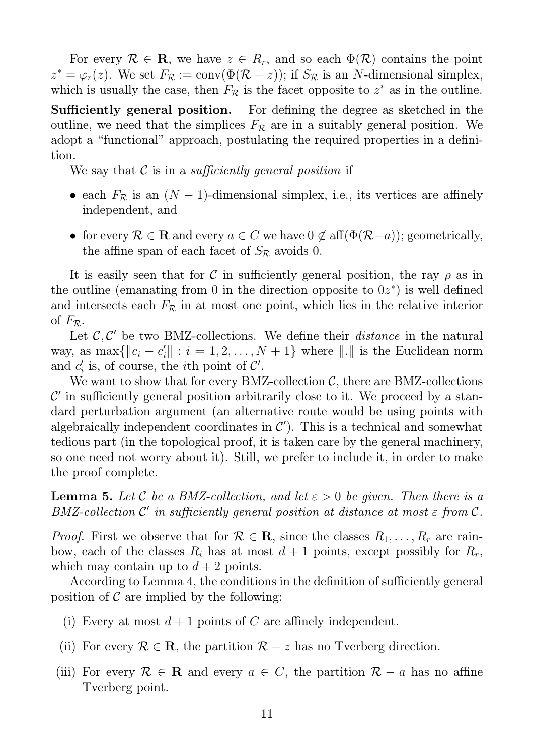For every $\mathcal{R} \in \mathbf{R}$, we have $z \in R_r$, and so each $\Phi(\mathcal{R})$ contains the point $z^* = \varphi_r(z)$. We set $F_{\mathcal{R}} := \mathrm{conv}(\Phi(\mathcal{R} - z))$; if $S_{\mathcal{R}}$ is an $N$-dimensional simplex, which is usually the case, then $F_{\mathcal{R}}$ is the facet opposite to $z^*$ as in the outline.

**Sufficiently general position.** For defining the degree as sketched in the outline, we need that the simplices $F_{\mathcal{R}}$ are in a suitably general position. We adopt a "functional" approach, postulating the required properties in a definition.

We say that $\mathcal{C}$ is in a *sufficiently general position* if

- each $F_{\mathcal{R}}$ is an $(N-1)$-dimensional simplex, i.e., its vertices are affinely independent, and
- for every $\mathcal{R} \in \mathbf{R}$ and every $a \in C$ we have $0 \notin \mathrm{aff}(\Phi(\mathcal{R} - a))$; geometrically, the affine span of each facet of $S_{\mathcal{R}}$ avoids 0.

It is easily seen that for $\mathcal{C}$ in sufficiently general position, the ray $\rho$ as in the outline (emanating from 0 in the direction opposite to $0z^*$) is well defined and intersects each $F_{\mathcal{R}}$ in at most one point, which lies in the relative interior of $F_{\mathcal{R}}$.

Let $\mathcal{C}, \mathcal{C}'$ be two BMZ-collections. We define their *distance* in the natural way, as $\max\{\|c_i - c_i'\| : i = 1, 2, \ldots, N+1\}$ where $\|.\|$ is the Euclidean norm and $c_i'$ is, of course, the $i$th point of $\mathcal{C}'$.

We want to show that for every BMZ-collection $\mathcal{C}$, there are BMZ-collections $\mathcal{C}'$ in sufficiently general position arbitrarily close to it. We proceed by a standard perturbation argument (an alternative route would be using points with algebraically independent coordinates in $\mathcal{C}'$). This is a technical and somewhat tedious part (in the topological proof, it is taken care by the general machinery, so one need not worry about it). Still, we prefer to include it, in order to make the proof complete.

**Lemma 5.** *Let $\mathcal{C}$ be a BMZ-collection, and let $\varepsilon > 0$ be given. Then there is a BMZ-collection $\mathcal{C}'$ in sufficiently general position at distance at most $\varepsilon$ from $\mathcal{C}$.*

*Proof.* First we observe that for $\mathcal{R} \in \mathbf{R}$, since the classes $R_1, \ldots, R_r$ are rainbow, each of the classes $R_i$ has at most $d+1$ points, except possibly for $R_r$, which may contain up to $d+2$ points.

According to Lemma 4, the conditions in the definition of sufficiently general position of $\mathcal{C}$ are implied by the following:

(i) Every at most $d+1$ points of $C$ are affinely independent.

(ii) For every $\mathcal{R} \in \mathbf{R}$, the partition $\mathcal{R} - z$ has no Tverberg direction.

(iii) For every $\mathcal{R} \in \mathbf{R}$ and every $a \in C$, the partition $\mathcal{R} - a$ has no affine Tverberg point.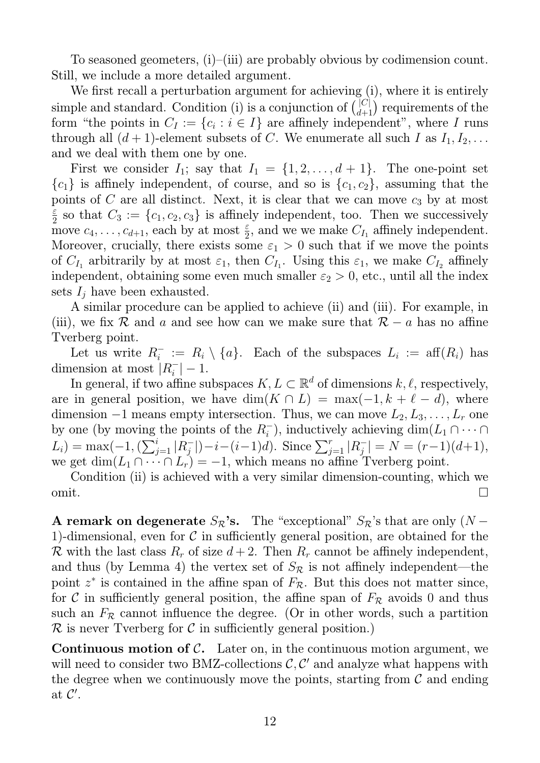To seasoned geometers, (i)–(iii) are probably obvious by codimension count. Still, we include a more detailed argument.

We first recall a perturbation argument for achieving (i), where it is entirely simple and standard. Condition (i) is a conjunction of $\binom{|C|}{d+1}$ requirements of the form "the points in $C_I := \{c_i : i \in I\}$ are affinely independent", where $I$ runs through all $(d+1)$-element subsets of $C$. We enumerate all such $I$ as $I_1, I_2, \ldots$ and we deal with them one by one.

First we consider $I_1$; say that $I_1 = \{1, 2, \ldots, d+1\}$. The one-point set $\{c_1\}$ is affinely independent, of course, and so is $\{c_1, c_2\}$, assuming that the points of $C$ are all distinct. Next, it is clear that we can move $c_3$ by at most $\frac{\varepsilon}{2}$ so that $C_3 := \{c_1, c_2, c_3\}$ is affinely independent, too. Then we successively move $c_4, \ldots, c_{d+1}$, each by at most $\frac{\varepsilon}{2}$, and we we make $C_{I_1}$ affinely independent. Moreover, crucially, there exists some $\varepsilon_1 > 0$ such that if we move the points of $C_{I_1}$ arbitrarily by at most $\varepsilon_1$, then $C_{I_1}$. Using this $\varepsilon_1$, we make $C_{I_2}$ affinely independent, obtaining some even much smaller $\varepsilon_2 > 0$, etc., until all the index sets $I_j$ have been exhausted.

A similar procedure can be applied to achieve (ii) and (iii). For example, in (iii), we fix $\mathcal{R}$ and $a$ and see how can we make sure that $\mathcal{R} - a$ has no affine Tverberg point.

Let us write $R_i^- := R_i \setminus \{a\}$. Each of the subspaces $L_i := \operatorname{aff}(R_i)$ has dimension at most $|R_i^-| - 1$.

In general, if two affine subspaces $K, L \subset \mathbb{R}^d$ of dimensions $k, \ell$, respectively, are in general position, we have $\dim(K \cap L) = \max(-1, k + \ell - d)$, where dimension $-1$ means empty intersection. Thus, we can move $L_2, L_3, \ldots, L_r$ one by one (by moving the points of the $R_i^-$), inductively achieving $\dim(L_1 \cap \cdots \cap L_i) = \max(-1, (\sum_{j=1}^{i} |R_j^-|) - i - (i-1)d)$. Since $\sum_{j=1}^{r} |R_j^-| = N = (r-1)(d+1)$, we get $\dim(L_1 \cap \cdots \cap L_r) = -1$, which means no affine Tverberg point.

Condition (ii) is achieved with a very similar dimension-counting, which we omit. $\square$

**A remark on degenerate $S_{\mathcal{R}}$'s.** The "exceptional" $S_{\mathcal{R}}$'s that are only $(N-1)$-dimensional, even for $\mathcal{C}$ in sufficiently general position, are obtained for the $\mathcal{R}$ with the last class $R_r$ of size $d+2$. Then $R_r$ cannot be affinely independent, and thus (by Lemma 4) the vertex set of $S_{\mathcal{R}}$ is not affinely independent—the point $z^*$ is contained in the affine span of $F_{\mathcal{R}}$. But this does not matter since, for $\mathcal{C}$ in sufficiently general position, the affine span of $F_{\mathcal{R}}$ avoids 0 and thus such an $F_{\mathcal{R}}$ cannot influence the degree. (Or in other words, such a partition $\mathcal{R}$ is never Tverberg for $\mathcal{C}$ in sufficiently general position.)

**Continuous motion of $\mathcal{C}$.** Later on, in the continuous motion argument, we will need to consider two BMZ-collections $\mathcal{C}, \mathcal{C}'$ and analyze what happens with the degree when we continuously move the points, starting from $\mathcal{C}$ and ending at $\mathcal{C}'$.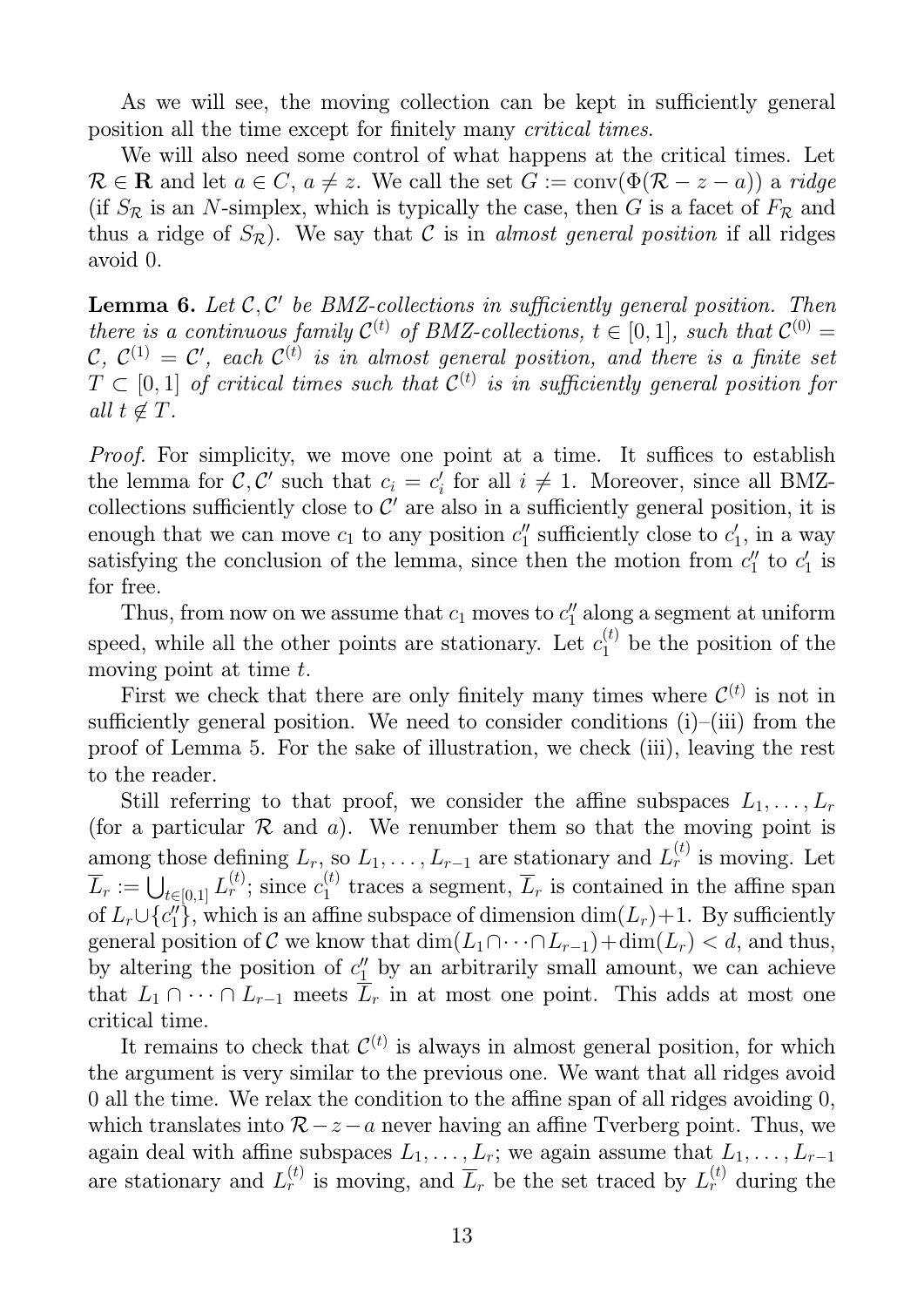As we will see, the moving collection can be kept in sufficiently general position all the time except for finitely many *critical times*.

We will also need some control of what happens at the critical times. Let $\mathcal{R} \in \mathbf{R}$ and let $a \in C$, $a \neq z$. We call the set $G := \operatorname{conv}(\Phi(\mathcal{R} - z - a))$ a *ridge* (if $S_{\mathcal{R}}$ is an $N$-simplex, which is typically the case, then $G$ is a facet of $F_{\mathcal{R}}$ and thus a ridge of $S_{\mathcal{R}}$). We say that $\mathcal{C}$ is in *almost general position* if all ridges avoid 0.

**Lemma 6.** *Let $\mathcal{C}, \mathcal{C}'$ be BMZ-collections in sufficiently general position. Then there is a continuous family $\mathcal{C}^{(t)}$ of BMZ-collections, $t \in [0,1]$, such that $\mathcal{C}^{(0)} = \mathcal{C}$, $\mathcal{C}^{(1)} = \mathcal{C}'$, each $\mathcal{C}^{(t)}$ is in almost general position, and there is a finite set $T \subset [0,1]$ of critical times such that $\mathcal{C}^{(t)}$ is in sufficiently general position for all $t \notin T$.*

*Proof.* For simplicity, we move one point at a time. It suffices to establish the lemma for $\mathcal{C}, \mathcal{C}'$ such that $c_i = c_i'$ for all $i \neq 1$. Moreover, since all BMZ-collections sufficiently close to $\mathcal{C}'$ are also in a sufficiently general position, it is enough that we can move $c_1$ to any position $c_1''$ sufficiently close to $c_1'$, in a way satisfying the conclusion of the lemma, since then the motion from $c_1''$ to $c_1'$ is for free.

Thus, from now on we assume that $c_1$ moves to $c_1''$ along a segment at uniform speed, while all the other points are stationary. Let $c_1^{(t)}$ be the position of the moving point at time $t$.

First we check that there are only finitely many times where $\mathcal{C}^{(t)}$ is not in sufficiently general position. We need to consider conditions (i)–(iii) from the proof of Lemma 5. For the sake of illustration, we check (iii), leaving the rest to the reader.

Still referring to that proof, we consider the affine subspaces $L_1, \ldots, L_r$ (for a particular $\mathcal{R}$ and $a$). We renumber them so that the moving point is among those defining $L_r$, so $L_1, \ldots, L_{r-1}$ are stationary and $L_r^{(t)}$ is moving. Let $\overline{L}_r := \bigcup_{t \in [0,1]} L_r^{(t)}$; since $c_1^{(t)}$ traces a segment, $\overline{L}_r$ is contained in the affine span of $L_r \cup \{c_1''\}$, which is an affine subspace of dimension $\dim(L_r)+1$. By sufficiently general position of $\mathcal{C}$ we know that $\dim(L_1 \cap \cdots \cap L_{r-1}) + \dim(L_r) < d$, and thus, by altering the position of $c_1''$ by an arbitrarily small amount, we can achieve that $L_1 \cap \cdots \cap L_{r-1}$ meets $\overline{L}_r$ in at most one point. This adds at most one critical time.

It remains to check that $\mathcal{C}^{(t)}$ is always in almost general position, for which the argument is very similar to the previous one. We want that all ridges avoid 0 all the time. We relax the condition to the affine span of all ridges avoiding 0, which translates into $\mathcal{R} - z - a$ never having an affine Tverberg point. Thus, we again deal with affine subspaces $L_1, \ldots, L_r$; we again assume that $L_1, \ldots, L_{r-1}$ are stationary and $L_r^{(t)}$ is moving, and $\overline{L}_r$ be the set traced by $L_r^{(t)}$ during the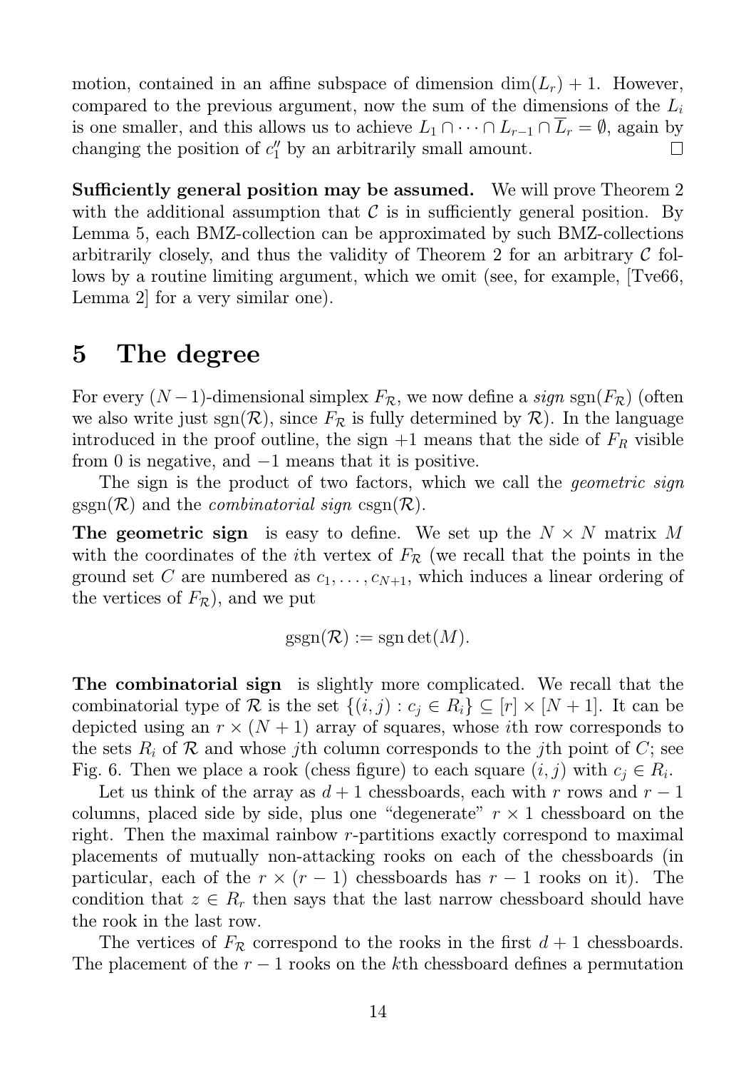motion, contained in an affine subspace of dimension $\dim(L_r) + 1$. However, compared to the previous argument, now the sum of the dimensions of the $L_i$ is one smaller, and this allows us to achieve $L_1 \cap \cdots \cap L_{r-1} \cap \overline{L}_r = \emptyset$, again by changing the position of $c_1''$ by an arbitrarily small amount. □

**Sufficiently general position may be assumed.** We will prove Theorem 2 with the additional assumption that $\mathcal{C}$ is in sufficiently general position. By Lemma 5, each BMZ-collection can be approximated by such BMZ-collections arbitrarily closely, and thus the validity of Theorem 2 for an arbitrary $\mathcal{C}$ follows by a routine limiting argument, which we omit (see, for example, [Tve66, Lemma 2] for a very similar one).

# 5 The degree

For every $(N-1)$-dimensional simplex $F_{\mathcal{R}}$, we now define a *sign* $\operatorname{sgn}(F_{\mathcal{R}})$ (often we also write just $\operatorname{sgn}(\mathcal{R})$, since $F_{\mathcal{R}}$ is fully determined by $\mathcal{R}$). In the language introduced in the proof outline, the sign $+1$ means that the side of $F_R$ visible from 0 is negative, and $-1$ means that it is positive.

The sign is the product of two factors, which we call the *geometric sign* $\operatorname{gsgn}(\mathcal{R})$ and the *combinatorial sign* $\operatorname{csgn}(\mathcal{R})$.

**The geometric sign** is easy to define. We set up the $N \times N$ matrix $M$ with the coordinates of the $i$th vertex of $F_{\mathcal{R}}$ (we recall that the points in the ground set $C$ are numbered as $c_1, \ldots, c_{N+1}$, which induces a linear ordering of the vertices of $F_{\mathcal{R}}$), and we put

$$\operatorname{gsgn}(\mathcal{R}) := \operatorname{sgn} \det(M).$$

**The combinatorial sign** is slightly more complicated. We recall that the combinatorial type of $\mathcal{R}$ is the set $\{(i,j) : c_j \in R_i\} \subseteq [r] \times [N+1]$. It can be depicted using an $r \times (N+1)$ array of squares, whose $i$th row corresponds to the sets $R_i$ of $\mathcal{R}$ and whose $j$th column corresponds to the $j$th point of $C$; see Fig. 6. Then we place a rook (chess figure) to each square $(i,j)$ with $c_j \in R_i$.

Let us think of the array as $d+1$ chessboards, each with $r$ rows and $r-1$ columns, placed side by side, plus one "degenerate" $r \times 1$ chessboard on the right. Then the maximal rainbow $r$-partitions exactly correspond to maximal placements of mutually non-attacking rooks on each of the chessboards (in particular, each of the $r \times (r-1)$ chessboards has $r-1$ rooks on it). The condition that $z \in R_r$ then says that the last narrow chessboard should have the rook in the last row.

The vertices of $F_{\mathcal{R}}$ correspond to the rooks in the first $d+1$ chessboards. The placement of the $r-1$ rooks on the $k$th chessboard defines a permutation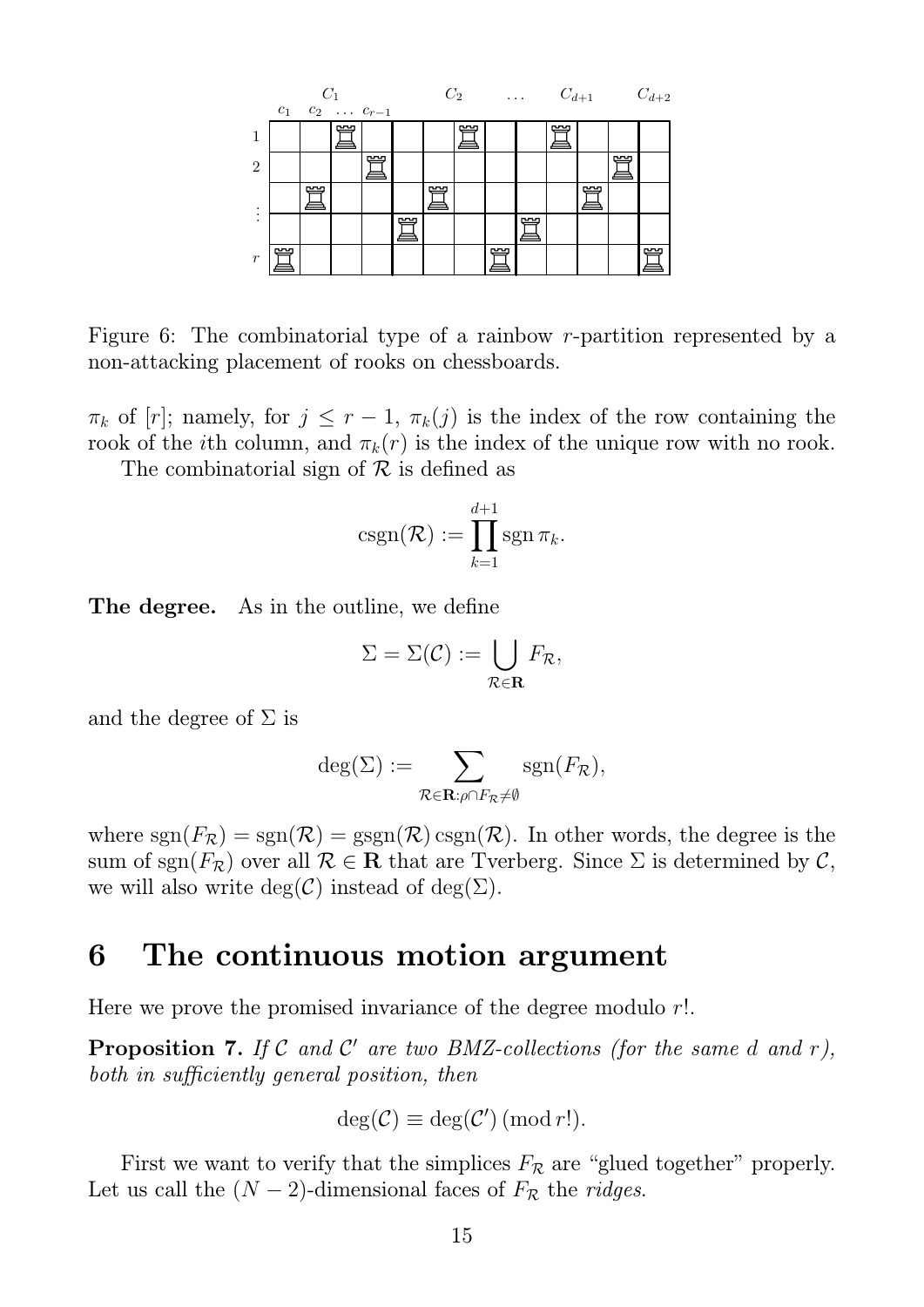Figure 6: The combinatorial type of a rainbow $r$-partition represented by a non-attacking placement of rooks on chessboards.

$\pi_k$ of $[r]$; namely, for $j \le r-1$, $\pi_k(j)$ is the index of the row containing the rook of the $i$th column, and $\pi_k(r)$ is the index of the unique row with no rook.

The combinatorial sign of $\mathcal{R}$ is defined as

$$\operatorname{csgn}(\mathcal{R}) := \prod_{k=1}^{d+1} \operatorname{sgn} \pi_k.$$

**The degree.** As in the outline, we define

$$\Sigma = \Sigma(\mathcal{C}) := \bigcup_{\mathcal{R} \in \mathbf{R}} F_{\mathcal{R}},$$

and the degree of $\Sigma$ is

$$\deg(\Sigma) := \sum_{\mathcal{R} \in \mathbf{R} : \rho \cap F_{\mathcal{R}} \neq \emptyset} \operatorname{sgn}(F_{\mathcal{R}}),$$

where $\operatorname{sgn}(F_{\mathcal{R}}) = \operatorname{sgn}(\mathcal{R}) = \operatorname{gsgn}(\mathcal{R}) \operatorname{csgn}(\mathcal{R})$. In other words, the degree is the sum of $\operatorname{sgn}(F_{\mathcal{R}})$ over all $\mathcal{R} \in \mathbf{R}$ that are Tverberg. Since $\Sigma$ is determined by $\mathcal{C}$, we will also write $\deg(\mathcal{C})$ instead of $\deg(\Sigma)$.

# 6 The continuous motion argument

Here we prove the promised invariance of the degree modulo $r!$.

**Proposition 7.** *If $\mathcal{C}$ and $\mathcal{C}'$ are two BMZ-collections (for the same $d$ and $r$), both in sufficiently general position, then*

$$\deg(\mathcal{C}) \equiv \deg(\mathcal{C}') \,(\operatorname{mod} r!).$$

First we want to verify that the simplices $F_{\mathcal{R}}$ are "glued together" properly. Let us call the $(N-2)$-dimensional faces of $F_{\mathcal{R}}$ the *ridges*.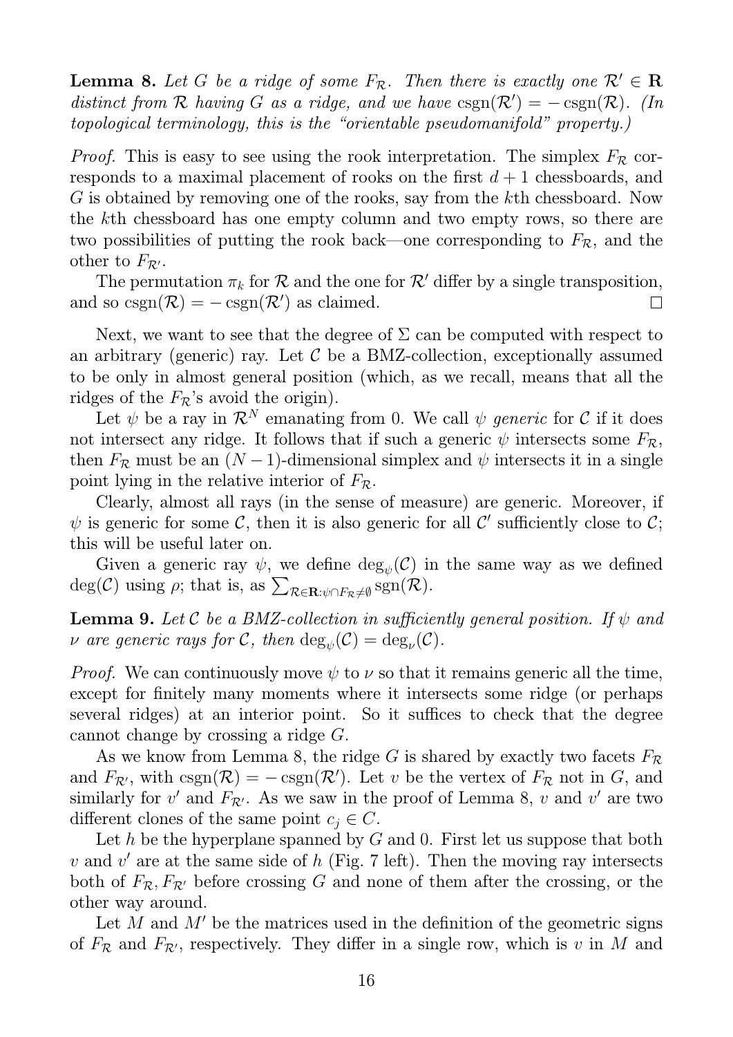**Lemma 8.** *Let $G$ be a ridge of some $F_{\mathcal{R}}$. Then there is exactly one $\mathcal{R}' \in \mathbf{R}$ distinct from $\mathcal{R}$ having $G$ as a ridge, and we have $\operatorname{csgn}(\mathcal{R}') = -\operatorname{csgn}(\mathcal{R})$. (In topological terminology, this is the "orientable pseudomanifold" property.)*

*Proof.* This is easy to see using the rook interpretation. The simplex $F_{\mathcal{R}}$ corresponds to a maximal placement of rooks on the first $d+1$ chessboards, and $G$ is obtained by removing one of the rooks, say from the $k$th chessboard. Now the $k$th chessboard has one empty column and two empty rows, so there are two possibilities of putting the rook back—one corresponding to $F_{\mathcal{R}}$, and the other to $F_{\mathcal{R}'}$.

The permutation $\pi_k$ for $\mathcal{R}$ and the one for $\mathcal{R}'$ differ by a single transposition, and so $\operatorname{csgn}(\mathcal{R}) = -\operatorname{csgn}(\mathcal{R}')$ as claimed. $\square$

Next, we want to see that the degree of $\Sigma$ can be computed with respect to an arbitrary (generic) ray. Let $\mathcal{C}$ be a BMZ-collection, exceptionally assumed to be only in almost general position (which, as we recall, means that all the ridges of the $F_{\mathcal{R}}$'s avoid the origin).

Let $\psi$ be a ray in $\mathcal{R}^N$ emanating from 0. We call $\psi$ *generic* for $\mathcal{C}$ if it does not intersect any ridge. It follows that if such a generic $\psi$ intersects some $F_{\mathcal{R}}$, then $F_{\mathcal{R}}$ must be an $(N-1)$-dimensional simplex and $\psi$ intersects it in a single point lying in the relative interior of $F_{\mathcal{R}}$.

Clearly, almost all rays (in the sense of measure) are generic. Moreover, if $\psi$ is generic for some $\mathcal{C}$, then it is also generic for all $\mathcal{C}'$ sufficiently close to $\mathcal{C}$; this will be useful later on.

Given a generic ray $\psi$, we define $\deg_\psi(\mathcal{C})$ in the same way as we defined $\deg(\mathcal{C})$ using $\rho$; that is, as $\sum_{\mathcal{R}\in\mathbf{R}:\psi\cap F_{\mathcal{R}}\neq\emptyset} \operatorname{sgn}(\mathcal{R})$.

**Lemma 9.** *Let $\mathcal{C}$ be a BMZ-collection in sufficiently general position. If $\psi$ and $\nu$ are generic rays for $\mathcal{C}$, then $\deg_\psi(\mathcal{C}) = \deg_\nu(\mathcal{C})$.*

*Proof.* We can continuously move $\psi$ to $\nu$ so that it remains generic all the time, except for finitely many moments where it intersects some ridge (or perhaps several ridges) at an interior point. So it suffices to check that the degree cannot change by crossing a ridge $G$.

As we know from Lemma 8, the ridge $G$ is shared by exactly two facets $F_{\mathcal{R}}$ and $F_{\mathcal{R}'}$, with $\operatorname{csgn}(\mathcal{R}) = -\operatorname{csgn}(\mathcal{R}')$. Let $v$ be the vertex of $F_{\mathcal{R}}$ not in $G$, and similarly for $v'$ and $F_{\mathcal{R}'}$. As we saw in the proof of Lemma 8, $v$ and $v'$ are two different clones of the same point $c_j \in C$.

Let $h$ be the hyperplane spanned by $G$ and 0. First let us suppose that both $v$ and $v'$ are at the same side of $h$ (Fig. 7 left). Then the moving ray intersects both of $F_{\mathcal{R}}, F_{\mathcal{R}'}$ before crossing $G$ and none of them after the crossing, or the other way around.

Let $M$ and $M'$ be the matrices used in the definition of the geometric signs of $F_{\mathcal{R}}$ and $F_{\mathcal{R}'}$, respectively. They differ in a single row, which is $v$ in $M$ and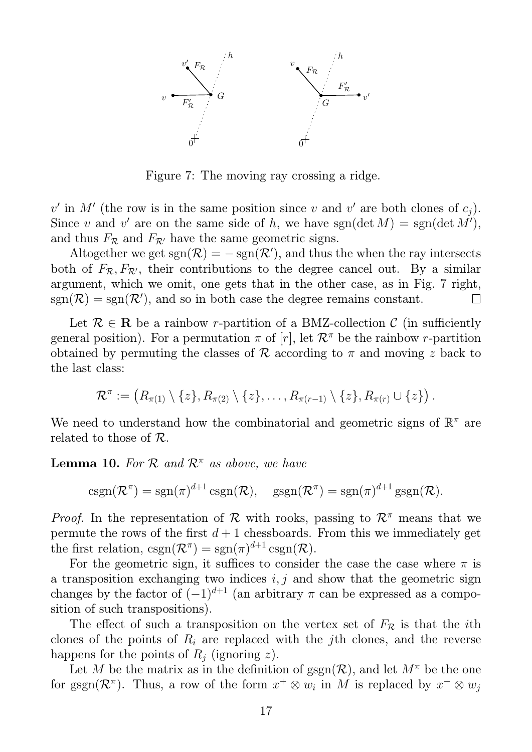Figure 7: The moving ray crossing a ridge.

$v'$ in $M'$ (the row is in the same position since $v$ and $v'$ are both clones of $c_j$). Since $v$ and $v'$ are on the same side of $h$, we have $\operatorname{sgn}(\det M) = \operatorname{sgn}(\det M')$, and thus $F_{\mathcal{R}}$ and $F_{\mathcal{R}'}$ have the same geometric signs.

Altogether we get $\operatorname{sgn}(\mathcal{R}) = -\operatorname{sgn}(\mathcal{R}')$, and thus the when the ray intersects both of $F_{\mathcal{R}}, F_{\mathcal{R}'}$, their contributions to the degree cancel out. By a similar argument, which we omit, one gets that in the other case, as in Fig. 7 right, $\operatorname{sgn}(\mathcal{R}) = \operatorname{sgn}(\mathcal{R}')$, and so in both case the degree remains constant. $\square$

Let $\mathcal{R} \in \mathbf{R}$ be a rainbow $r$-partition of a BMZ-collection $\mathcal{C}$ (in sufficiently general position). For a permutation $\pi$ of $[r]$, let $\mathcal{R}^\pi$ be the rainbow $r$-partition obtained by permuting the classes of $\mathcal{R}$ according to $\pi$ and moving $z$ back to the last class:

$$\mathcal{R}^\pi := \left(R_{\pi(1)} \setminus \{z\}, R_{\pi(2)} \setminus \{z\}, \ldots, R_{\pi(r-1)} \setminus \{z\}, R_{\pi(r)} \cup \{z\}\right).$$

We need to understand how the combinatorial and geometric signs of $\mathbb{R}^\pi$ are related to those of $\mathcal{R}$.

**Lemma 10.** *For $\mathcal{R}$ and $\mathcal{R}^\pi$ as above, we have*

$$\operatorname{csgn}(\mathcal{R}^\pi) = \operatorname{sgn}(\pi)^{d+1} \operatorname{csgn}(\mathcal{R}), \quad \operatorname{gsgn}(\mathcal{R}^\pi) = \operatorname{sgn}(\pi)^{d+1} \operatorname{gsgn}(\mathcal{R}).$$

*Proof.* In the representation of $\mathcal{R}$ with rooks, passing to $\mathcal{R}^\pi$ means that we permute the rows of the first $d+1$ chessboards. From this we immediately get the first relation, $\operatorname{csgn}(\mathcal{R}^\pi) = \operatorname{sgn}(\pi)^{d+1} \operatorname{csgn}(\mathcal{R})$.

For the geometric sign, it suffices to consider the case the case where $\pi$ is a transposition exchanging two indices $i, j$ and show that the geometric sign changes by the factor of $(-1)^{d+1}$ (an arbitrary $\pi$ can be expressed as a composition of such transpositions).

The effect of such a transposition on the vertex set of $F_{\mathcal{R}}$ is that the $i$th clones of the points of $R_i$ are replaced with the $j$th clones, and the reverse happens for the points of $R_j$ (ignoring $z$).

Let $M$ be the matrix as in the definition of $\operatorname{gsgn}(\mathcal{R})$, and let $M^\pi$ be the one for $\operatorname{gsgn}(\mathcal{R}^\pi)$. Thus, a row of the form $x^+ \otimes w_i$ in $M$ is replaced by $x^+ \otimes w_j$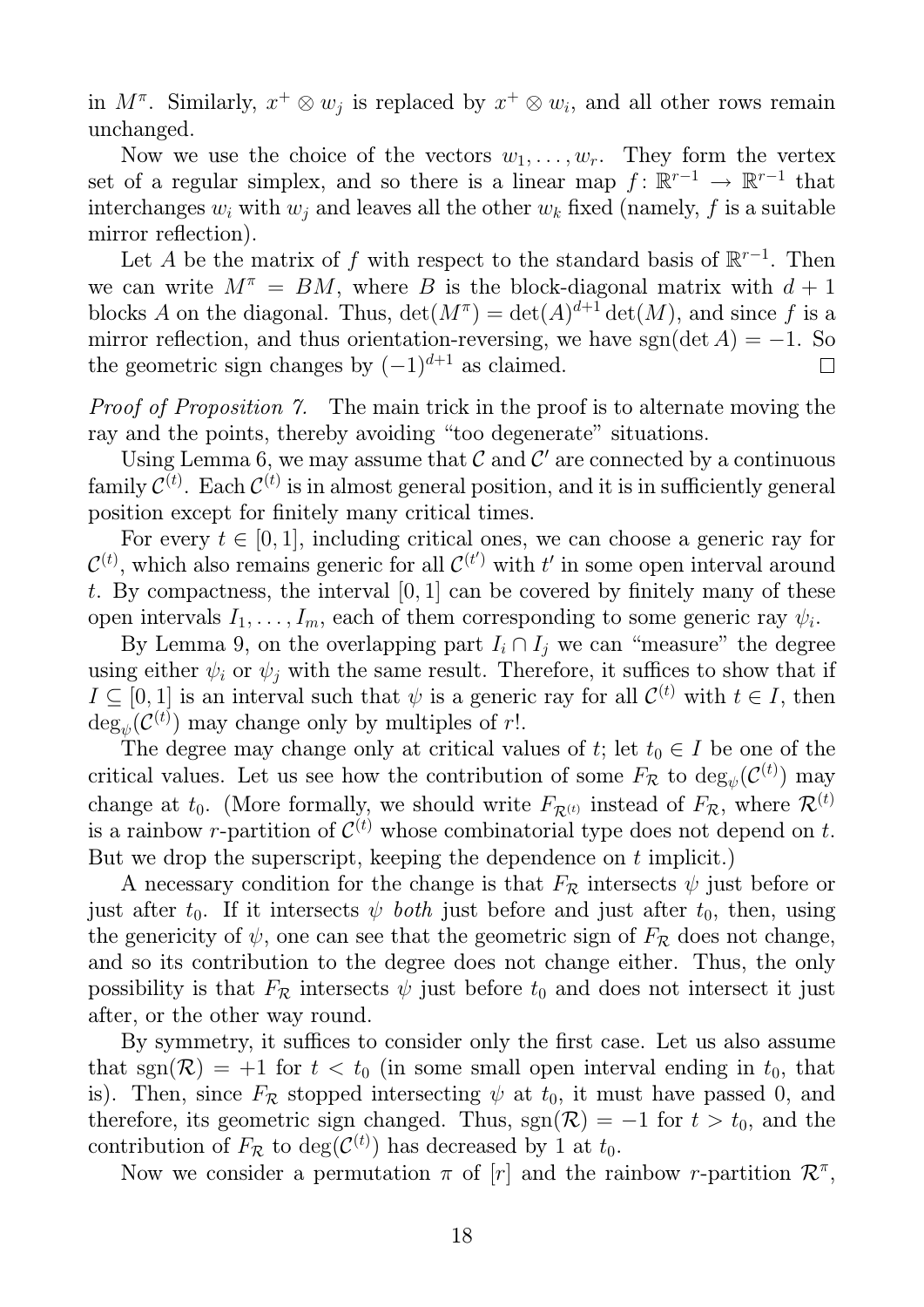in $M^\pi$. Similarly, $x^+ \otimes w_j$ is replaced by $x^+ \otimes w_i$, and all other rows remain unchanged.

Now we use the choice of the vectors $w_1, \ldots, w_r$. They form the vertex set of a regular simplex, and so there is a linear map $f\colon \mathbb{R}^{r-1} \to \mathbb{R}^{r-1}$ that interchanges $w_i$ with $w_j$ and leaves all the other $w_k$ fixed (namely, $f$ is a suitable mirror reflection).

Let $A$ be the matrix of $f$ with respect to the standard basis of $\mathbb{R}^{r-1}$. Then we can write $M^\pi = BM$, where $B$ is the block-diagonal matrix with $d+1$ blocks $A$ on the diagonal. Thus, $\det(M^\pi) = \det(A)^{d+1} \det(M)$, and since $f$ is a mirror reflection, and thus orientation-reversing, we have $\operatorname{sgn}(\det A) = -1$. So the geometric sign changes by $(-1)^{d+1}$ as claimed. □

*Proof of Proposition 7.* The main trick in the proof is to alternate moving the ray and the points, thereby avoiding "too degenerate" situations.

Using Lemma 6, we may assume that $\mathcal{C}$ and $\mathcal{C}'$ are connected by a continuous family $\mathcal{C}^{(t)}$. Each $\mathcal{C}^{(t)}$ is in almost general position, and it is in sufficiently general position except for finitely many critical times.

For every $t \in [0,1]$, including critical ones, we can choose a generic ray for $\mathcal{C}^{(t)}$, which also remains generic for all $\mathcal{C}^{(t')}$ with $t'$ in some open interval around $t$. By compactness, the interval $[0,1]$ can be covered by finitely many of these open intervals $I_1, \ldots, I_m$, each of them corresponding to some generic ray $\psi_i$.

By Lemma 9, on the overlapping part $I_i \cap I_j$ we can "measure" the degree using either $\psi_i$ or $\psi_j$ with the same result. Therefore, it suffices to show that if $I \subseteq [0,1]$ is an interval such that $\psi$ is a generic ray for all $\mathcal{C}^{(t)}$ with $t \in I$, then $\deg_\psi(\mathcal{C}^{(t)})$ may change only by multiples of $r!$.

The degree may change only at critical values of $t$; let $t_0 \in I$ be one of the critical values. Let us see how the contribution of some $F_\mathcal{R}$ to $\deg_\psi(\mathcal{C}^{(t)})$ may change at $t_0$. (More formally, we should write $F_{\mathcal{R}^{(t)}}$ instead of $F_\mathcal{R}$, where $\mathcal{R}^{(t)}$ is a rainbow $r$-partition of $\mathcal{C}^{(t)}$ whose combinatorial type does not depend on $t$. But we drop the superscript, keeping the dependence on $t$ implicit.)

A necessary condition for the change is that $F_\mathcal{R}$ intersects $\psi$ just before or just after $t_0$. If it intersects $\psi$ *both* just before and just after $t_0$, then, using the genericity of $\psi$, one can see that the geometric sign of $F_\mathcal{R}$ does not change, and so its contribution to the degree does not change either. Thus, the only possibility is that $F_\mathcal{R}$ intersects $\psi$ just before $t_0$ and does not intersect it just after, or the other way round.

By symmetry, it suffices to consider only the first case. Let us also assume that $\operatorname{sgn}(\mathcal{R}) = +1$ for $t < t_0$ (in some small open interval ending in $t_0$, that is). Then, since $F_\mathcal{R}$ stopped intersecting $\psi$ at $t_0$, it must have passed 0, and therefore, its geometric sign changed. Thus, $\operatorname{sgn}(\mathcal{R}) = -1$ for $t > t_0$, and the contribution of $F_\mathcal{R}$ to $\deg(\mathcal{C}^{(t)})$ has decreased by 1 at $t_0$.

Now we consider a permutation $\pi$ of $[r]$ and the rainbow $r$-partition $\mathcal{R}^\pi$,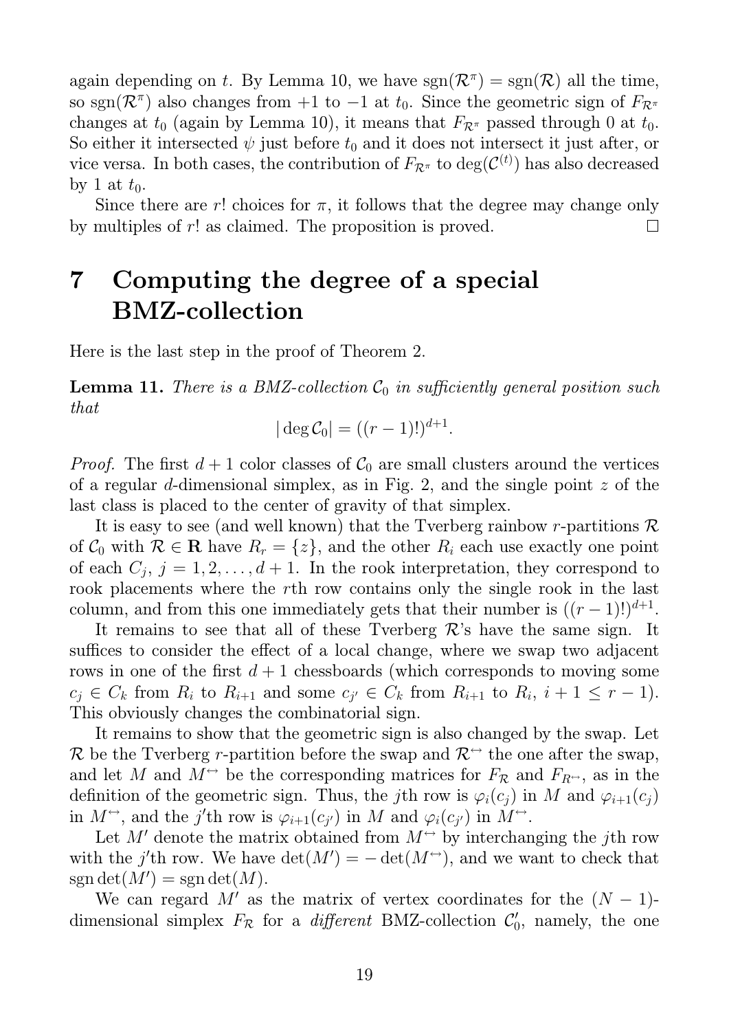again depending on $t$. By Lemma 10, we have $\operatorname{sgn}(\mathcal{R}^\pi) = \operatorname{sgn}(\mathcal{R})$ all the time, so $\operatorname{sgn}(\mathcal{R}^\pi)$ also changes from $+1$ to $-1$ at $t_0$. Since the geometric sign of $F_{\mathcal{R}^\pi}$ changes at $t_0$ (again by Lemma 10), it means that $F_{\mathcal{R}^\pi}$ passed through 0 at $t_0$. So either it intersected $\psi$ just before $t_0$ and it does not intersect it just after, or vice versa. In both cases, the contribution of $F_{\mathcal{R}^\pi}$ to $\deg(\mathcal{C}^{(t)})$ has also decreased by 1 at $t_0$.

Since there are $r!$ choices for $\pi$, it follows that the degree may change only by multiples of $r!$ as claimed. The proposition is proved. □

# 7 Computing the degree of a special BMZ-collection

Here is the last step in the proof of Theorem 2.

**Lemma 11.** *There is a BMZ-collection $\mathcal{C}_0$ in sufficiently general position such that*

$$|\deg \mathcal{C}_0| = ((r-1)!)^{d+1}.$$

*Proof.* The first $d+1$ color classes of $\mathcal{C}_0$ are small clusters around the vertices of a regular $d$-dimensional simplex, as in Fig. 2, and the single point $z$ of the last class is placed to the center of gravity of that simplex.

It is easy to see (and well known) that the Tverberg rainbow $r$-partitions $\mathcal{R}$ of $\mathcal{C}_0$ with $\mathcal{R} \in \mathbf{R}$ have $R_r = \{z\}$, and the other $R_i$ each use exactly one point of each $C_j$, $j = 1, 2, \ldots, d+1$. In the rook interpretation, they correspond to rook placements where the $r$th row contains only the single rook in the last column, and from this one immediately gets that their number is $((r-1)!)^{d+1}$.

It remains to see that all of these Tverberg $\mathcal{R}$'s have the same sign. It suffices to consider the effect of a local change, where we swap two adjacent rows in one of the first $d+1$ chessboards (which corresponds to moving some $c_j \in C_k$ from $R_i$ to $R_{i+1}$ and some $c_{j'} \in C_k$ from $R_{i+1}$ to $R_i$, $i+1 \leq r-1$). This obviously changes the combinatorial sign.

It remains to show that the geometric sign is also changed by the swap. Let $\mathcal{R}$ be the Tverberg $r$-partition before the swap and $\mathcal{R}^\leftrightarrow$ the one after the swap, and let $M$ and $M^\leftrightarrow$ be the corresponding matrices for $F_\mathcal{R}$ and $F_{R^\leftrightarrow}$, as in the definition of the geometric sign. Thus, the $j$th row is $\varphi_i(c_j)$ in $M$ and $\varphi_{i+1}(c_j)$ in $M^\leftrightarrow$, and the $j'$th row is $\varphi_{i+1}(c_{j'})$ in $M$ and $\varphi_i(c_{j'})$ in $M^\leftrightarrow$.

Let $M'$ denote the matrix obtained from $M^\leftrightarrow$ by interchanging the $j$th row with the $j'$th row. We have $\det(M') = -\det(M^\leftrightarrow)$, and we want to check that $\operatorname{sgn}\det(M') = \operatorname{sgn}\det(M)$.

We can regard $M'$ as the matrix of vertex coordinates for the $(N-1)$-dimensional simplex $F_\mathcal{R}$ for a *different* BMZ-collection $\mathcal{C}_0'$, namely, the one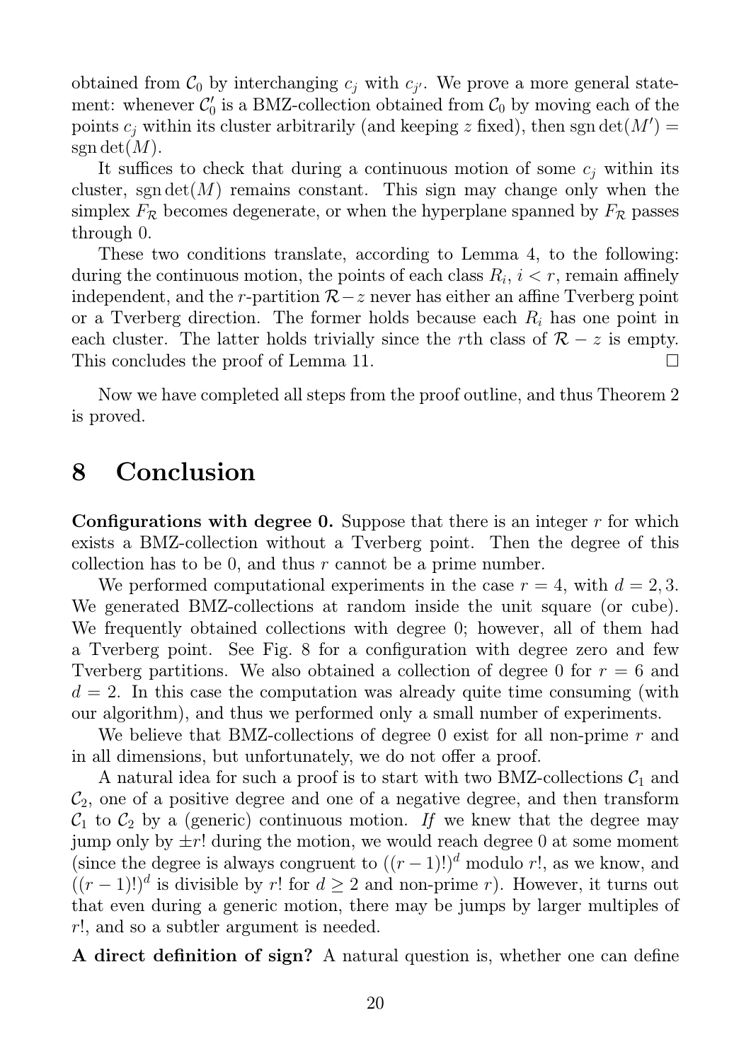obtained from $\mathcal{C}_0$ by interchanging $c_j$ with $c_{j'}$. We prove a more general statement: whenever $\mathcal{C}_0'$ is a BMZ-collection obtained from $\mathcal{C}_0$ by moving each of the points $c_j$ within its cluster arbitrarily (and keeping $z$ fixed), then $\operatorname{sgn}\det(M') = \operatorname{sgn}\det(M)$.

It suffices to check that during a continuous motion of some $c_j$ within its cluster, $\operatorname{sgn}\det(M)$ remains constant. This sign may change only when the simplex $F_{\mathcal{R}}$ becomes degenerate, or when the hyperplane spanned by $F_{\mathcal{R}}$ passes through 0.

These two conditions translate, according to Lemma 4, to the following: during the continuous motion, the points of each class $R_i$, $i < r$, remain affinely independent, and the $r$-partition $\mathcal{R} - z$ never has either an affine Tverberg point or a Tverberg direction. The former holds because each $R_i$ has one point in each cluster. The latter holds trivially since the $r$th class of $\mathcal{R} - z$ is empty. This concludes the proof of Lemma 11. □

Now we have completed all steps from the proof outline, and thus Theorem 2 is proved.

# 8 Conclusion

**Configurations with degree 0.** Suppose that there is an integer $r$ for which exists a BMZ-collection without a Tverberg point. Then the degree of this collection has to be 0, and thus $r$ cannot be a prime number.

We performed computational experiments in the case $r = 4$, with $d = 2, 3$. We generated BMZ-collections at random inside the unit square (or cube). We frequently obtained collections with degree 0; however, all of them had a Tverberg point. See Fig. 8 for a configuration with degree zero and few Tverberg partitions. We also obtained a collection of degree 0 for $r = 6$ and $d = 2$. In this case the computation was already quite time consuming (with our algorithm), and thus we performed only a small number of experiments.

We believe that BMZ-collections of degree 0 exist for all non-prime $r$ and in all dimensions, but unfortunately, we do not offer a proof.

A natural idea for such a proof is to start with two BMZ-collections $\mathcal{C}_1$ and $\mathcal{C}_2$, one of a positive degree and one of a negative degree, and then transform $\mathcal{C}_1$ to $\mathcal{C}_2$ by a (generic) continuous motion. *If* we knew that the degree may jump only by $\pm r!$ during the motion, we would reach degree 0 at some moment (since the degree is always congruent to $((r-1)!)^d$ modulo $r!$, as we know, and $((r-1)!)^d$ is divisible by $r!$ for $d \geq 2$ and non-prime $r$). However, it turns out that even during a generic motion, there may be jumps by larger multiples of $r!$, and so a subtler argument is needed.

**A direct definition of sign?** A natural question is, whether one can define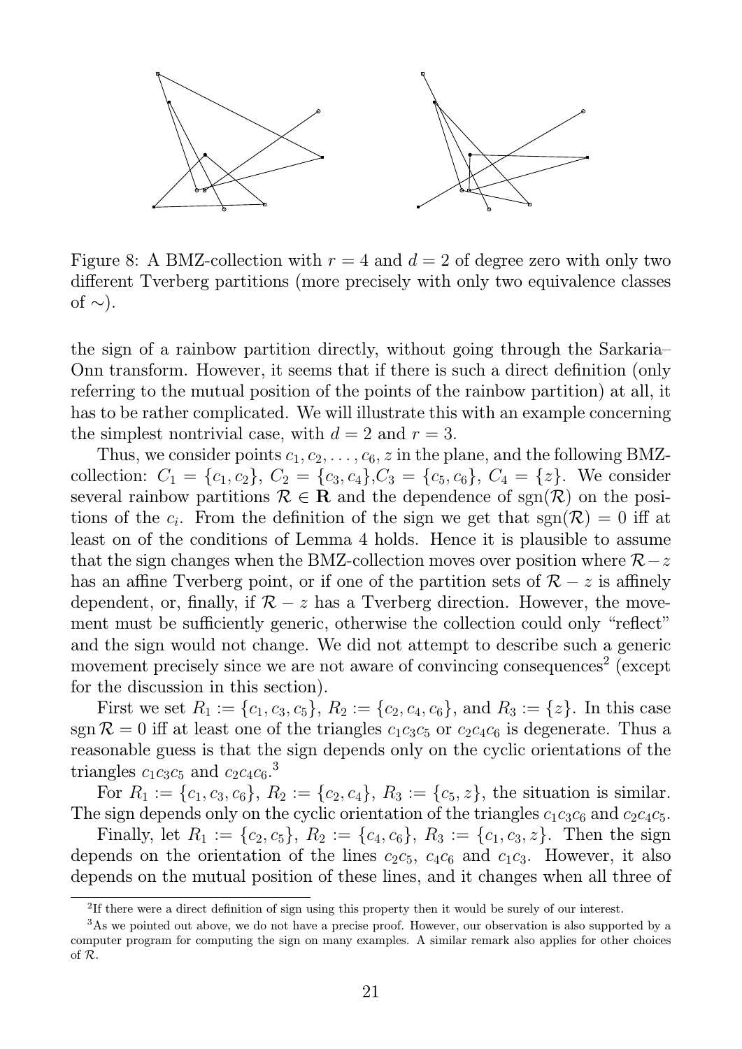Figure 8: A BMZ-collection with $r = 4$ and $d = 2$ of degree zero with only two different Tverberg partitions (more precisely with only two equivalence classes of $\sim$).

the sign of a rainbow partition directly, without going through the Sarkaria–Onn transform. However, it seems that if there is such a direct definition (only referring to the mutual position of the points of the rainbow partition) at all, it has to be rather complicated. We will illustrate this with an example concerning the simplest nontrivial case, with $d = 2$ and $r = 3$.

Thus, we consider points $c_1, c_2, \ldots, c_6, z$ in the plane, and the following BMZ-collection: $C_1 = \{c_1, c_2\}$, $C_2 = \{c_3, c_4\}$,$C_3 = \{c_5, c_6\}$, $C_4 = \{z\}$. We consider several rainbow partitions $\mathcal{R} \in \mathbf{R}$ and the dependence of $\operatorname{sgn}(\mathcal{R})$ on the positions of the $c_i$. From the definition of the sign we get that $\operatorname{sgn}(\mathcal{R}) = 0$ iff at least on of the conditions of Lemma 4 holds. Hence it is plausible to assume that the sign changes when the BMZ-collection moves over position where $\mathcal{R} - z$ has an affine Tverberg point, or if one of the partition sets of $\mathcal{R} - z$ is affinely dependent, or, finally, if $\mathcal{R} - z$ has a Tverberg direction. However, the movement must be sufficiently generic, otherwise the collection could only "reflect" and the sign would not change. We did not attempt to describe such a generic movement precisely since we are not aware of convincing consequences[2] (except for the discussion in this section).

First we set $R_1 := \{c_1, c_3, c_5\}$, $R_2 := \{c_2, c_4, c_6\}$, and $R_3 := \{z\}$. In this case $\operatorname{sgn} \mathcal{R} = 0$ iff at least one of the triangles $c_1c_3c_5$ or $c_2c_4c_6$ is degenerate. Thus a reasonable guess is that the sign depends only on the cyclic orientations of the triangles $c_1c_3c_5$ and $c_2c_4c_6$.[3]

For $R_1 := \{c_1, c_3, c_6\}$, $R_2 := \{c_2, c_4\}$, $R_3 := \{c_5, z\}$, the situation is similar. The sign depends only on the cyclic orientation of the triangles $c_1c_3c_6$ and $c_2c_4c_5$.

Finally, let $R_1 := \{c_2, c_5\}$, $R_2 := \{c_4, c_6\}$, $R_3 := \{c_1, c_3, z\}$. Then the sign depends on the orientation of the lines $c_2c_5$, $c_4c_6$ and $c_1c_3$. However, it also depends on the mutual position of these lines, and it changes when all three of

[2] If there were a direct definition of sign using this property then it would be surely of our interest.

[3] As we pointed out above, we do not have a precise proof. However, our observation is also supported by a computer program for computing the sign on many examples. A similar remark also applies for other choices of $\mathcal{R}$.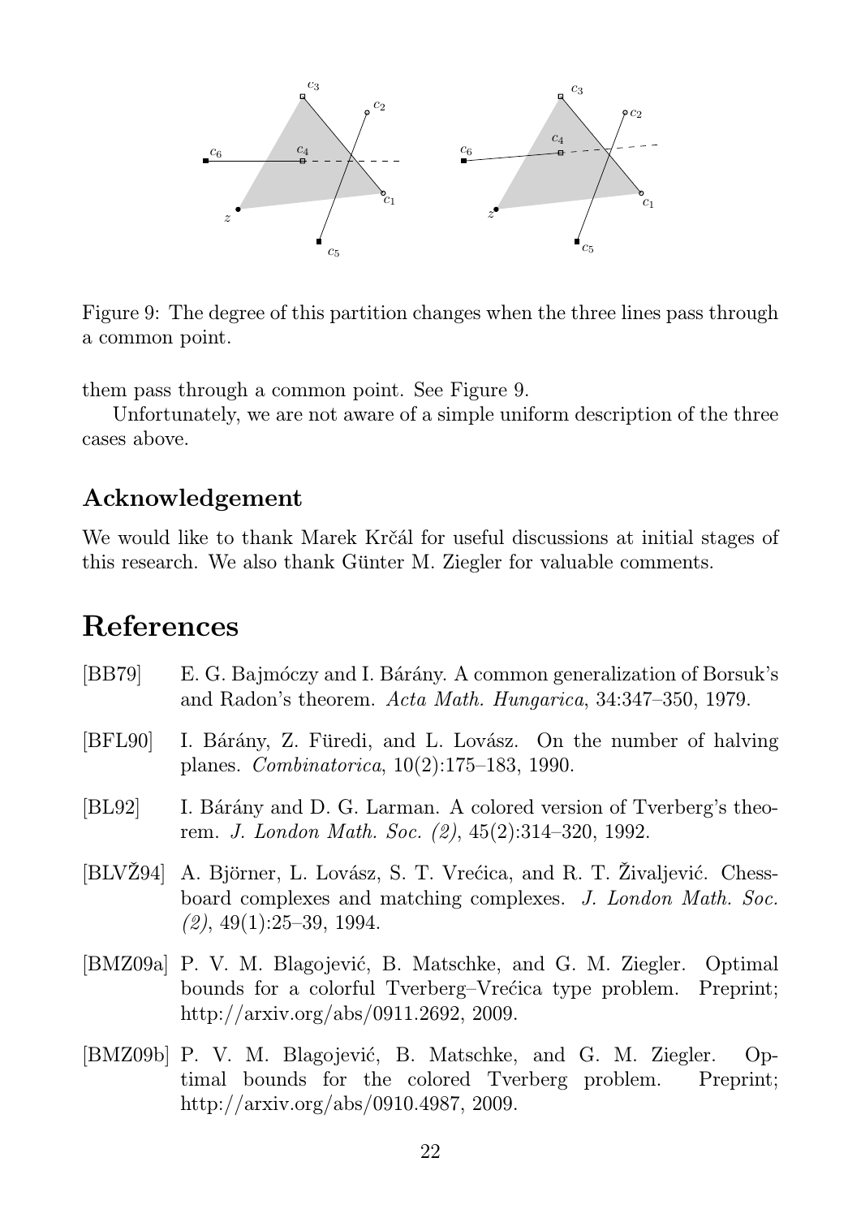Figure 9: The degree of this partition changes when the three lines pass through a common point.

them pass through a common point. See Figure 9.

Unfortunately, we are not aware of a simple uniform description of the three cases above.

## Acknowledgement

We would like to thank Marek Krčál for useful discussions at initial stages of this research. We also thank Günter M. Ziegler for valuable comments.

# References

[BB79] E. G. Bajmóczy and I. Bárány. A common generalization of Borsuk's and Radon's theorem. *Acta Math. Hungarica*, 34:347–350, 1979.

[BFL90] I. Bárány, Z. Füredi, and L. Lovász. On the number of halving planes. *Combinatorica*, 10(2):175–183, 1990.

[BL92] I. Bárány and D. G. Larman. A colored version of Tverberg's theorem. *J. London Math. Soc. (2)*, 45(2):314–320, 1992.

[BLVŽ94] A. Björner, L. Lovász, S. T. Vrećica, and R. T. Živaljević. Chessboard complexes and matching complexes. *J. London Math. Soc. (2)*, 49(1):25–39, 1994.

[BMZ09a] P. V. M. Blagojević, B. Matschke, and G. M. Ziegler. Optimal bounds for a colorful Tverberg–Vrećica type problem. Preprint; http://arxiv.org/abs/0911.2692, 2009.

[BMZ09b] P. V. M. Blagojević, B. Matschke, and G. M. Ziegler. Optimal bounds for the colored Tverberg problem. Preprint; http://arxiv.org/abs/0910.4987, 2009.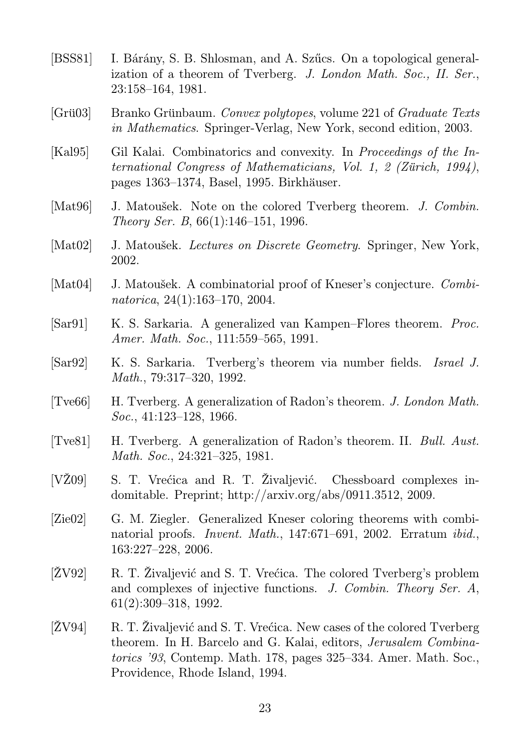[BSS81] I. Bárány, S. B. Shlosman, and A. Szűcs. On a topological generalization of a theorem of Tverberg. *J. London Math. Soc., II. Ser.*, 23:158–164, 1981.

[Grü03] Branko Grünbaum. *Convex polytopes*, volume 221 of *Graduate Texts in Mathematics*. Springer-Verlag, New York, second edition, 2003.

[Kal95] Gil Kalai. Combinatorics and convexity. In *Proceedings of the International Congress of Mathematicians, Vol. 1, 2 (Zürich, 1994)*, pages 1363–1374, Basel, 1995. Birkhäuser.

[Mat96] J. Matoušek. Note on the colored Tverberg theorem. *J. Combin. Theory Ser. B*, 66(1):146–151, 1996.

[Mat02] J. Matoušek. *Lectures on Discrete Geometry*. Springer, New York, 2002.

[Mat04] J. Matoušek. A combinatorial proof of Kneser's conjecture. *Combinatorica*, 24(1):163–170, 2004.

[Sar91] K. S. Sarkaria. A generalized van Kampen–Flores theorem. *Proc. Amer. Math. Soc.*, 111:559–565, 1991.

[Sar92] K. S. Sarkaria. Tverberg's theorem via number fields. *Israel J. Math.*, 79:317–320, 1992.

[Tve66] H. Tverberg. A generalization of Radon's theorem. *J. London Math. Soc.*, 41:123–128, 1966.

[Tve81] H. Tverberg. A generalization of Radon's theorem. II. *Bull. Aust. Math. Soc.*, 24:321–325, 1981.

[VŽ09] S. T. Vrećica and R. T. Živaljević. Chessboard complexes indomitable. Preprint; http://arxiv.org/abs/0911.3512, 2009.

[Zie02] G. M. Ziegler. Generalized Kneser coloring theorems with combinatorial proofs. *Invent. Math.*, 147:671–691, 2002. Erratum *ibid.*, 163:227–228, 2006.

[ŽV92] R. T. Živaljević and S. T. Vrećica. The colored Tverberg's problem and complexes of injective functions. *J. Combin. Theory Ser. A*, 61(2):309–318, 1992.

[ŽV94] R. T. Živaljević and S. T. Vrećica. New cases of the colored Tverberg theorem. In H. Barcelo and G. Kalai, editors, *Jerusalem Combinatorics '93*, Contemp. Math. 178, pages 325–334. Amer. Math. Soc., Providence, Rhode Island, 1994.